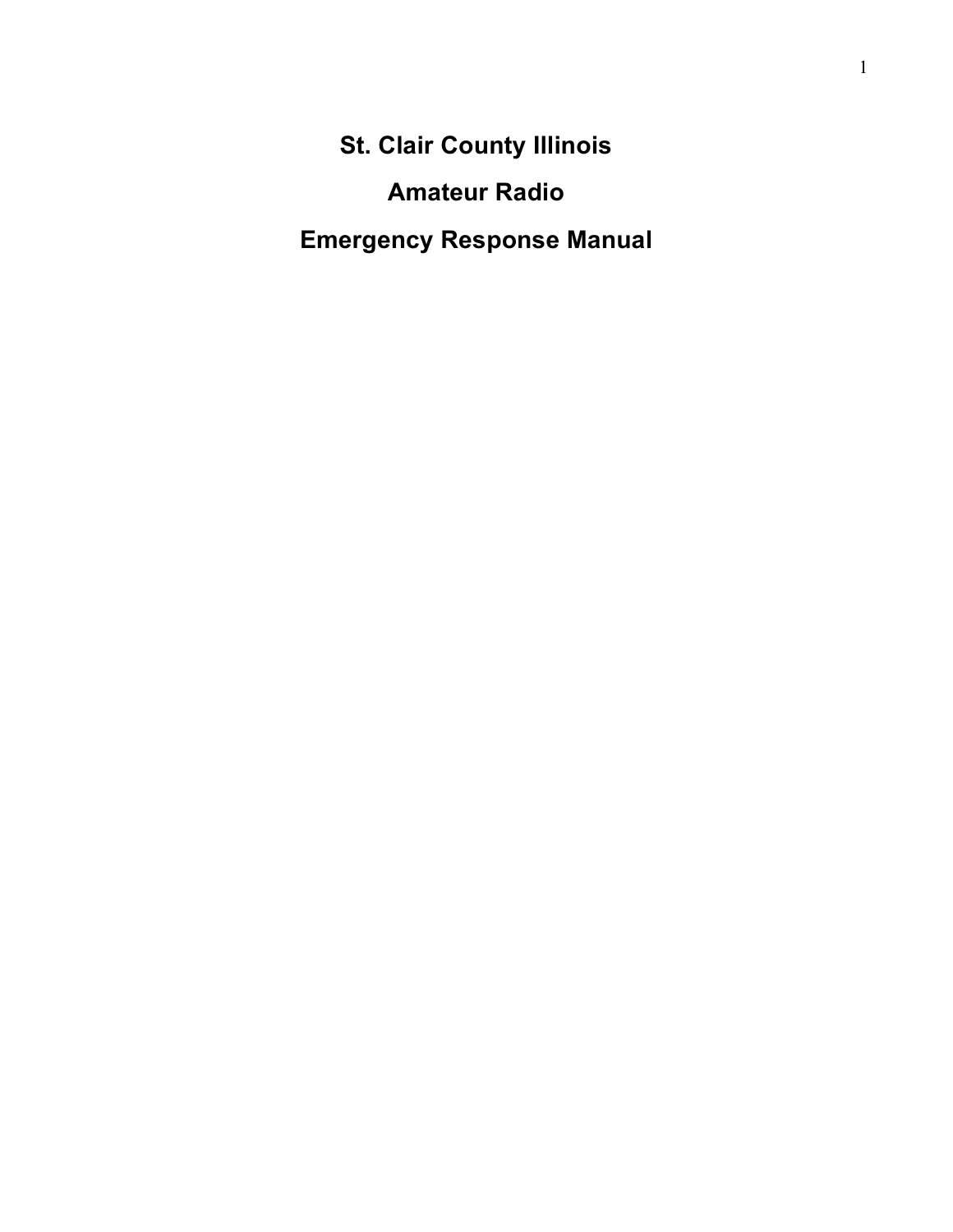# St. Clair County Illinois

# Amateur Radio

# Emergency Response Manual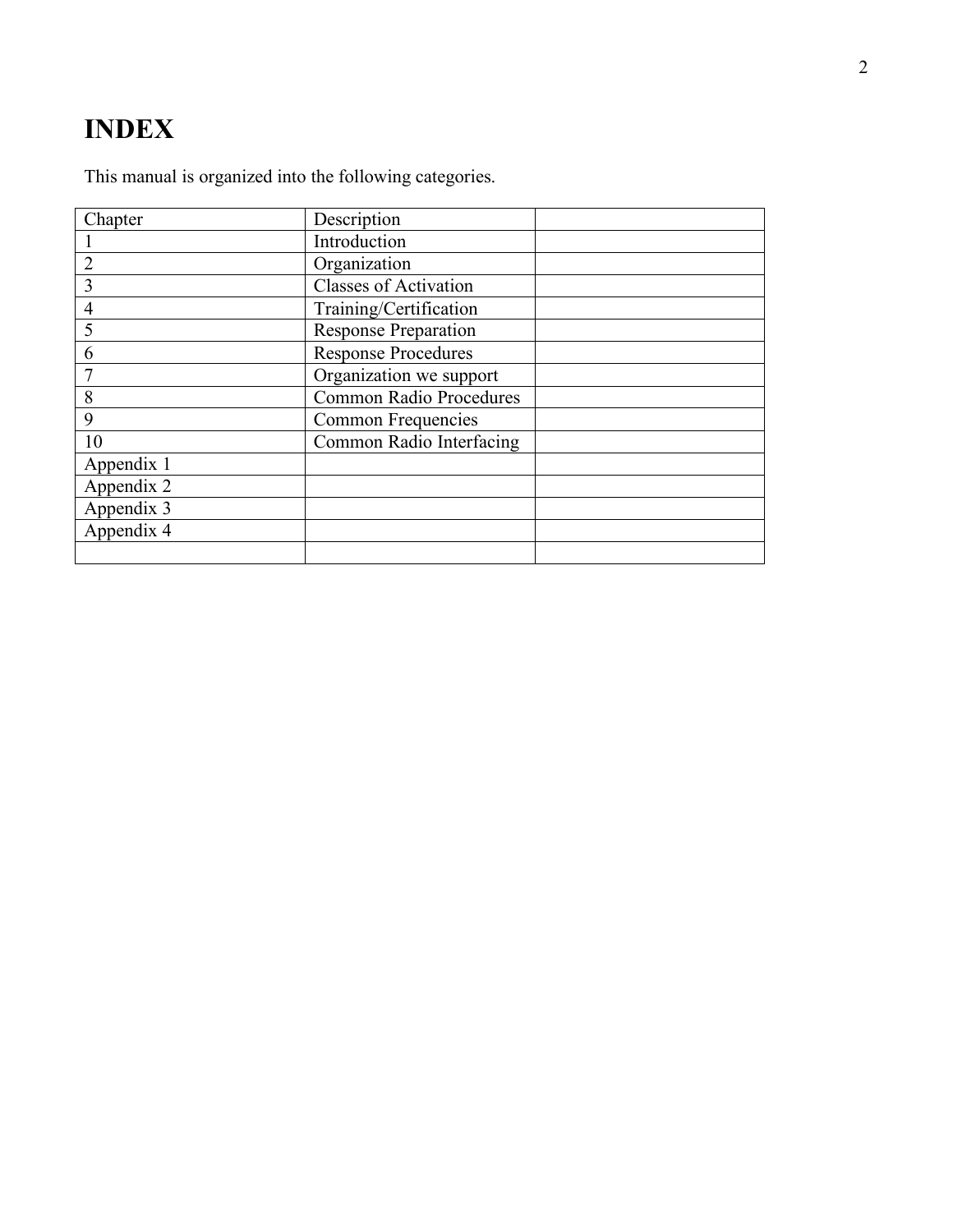# INDEX

This manual is organized into the following categories.

| Chapter | Description | |
|---|---|---|
| 1 | Introduction | |
| 2 | Organization | |
| 3 | Classes of Activation | |
| 4 | Training/Certification | |
| 5 | Response Preparation | |
| 6 | Response Procedures | |
| 7 | Organization we support | |
| 8 | Common Radio Procedures | |
| 9 | Common Frequencies | |
| 10 | Common Radio Interfacing | |
| Appendix 1 | | |
| Appendix 2 | | |
| Appendix 3 | | |
| Appendix 4 | | |
| | | |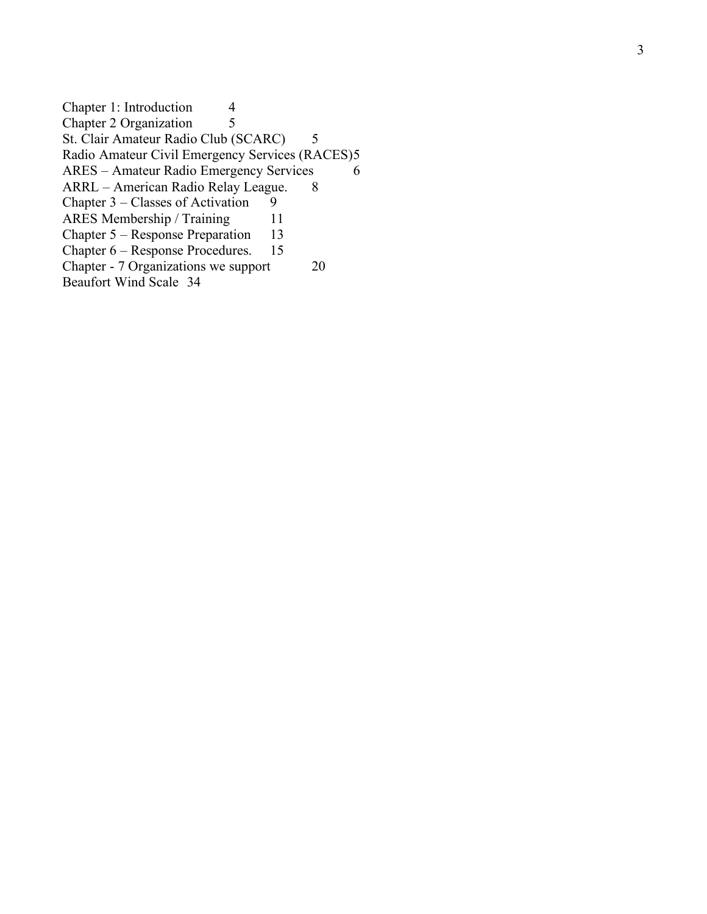Chapter 1: Introduction 4
Chapter 2 Organization 5
St. Clair Amateur Radio Club (SCARC) 5
Radio Amateur Civil Emergency Services (RACES)5
ARES – Amateur Radio Emergency Services 6
ARRL – American Radio Relay League. 8
Chapter 3 – Classes of Activation 9
ARES Membership / Training 11
Chapter 5 – Response Preparation 13
Chapter 6 – Response Procedures. 15
Chapter - 7 Organizations we support 20
Beaufort Wind Scale 34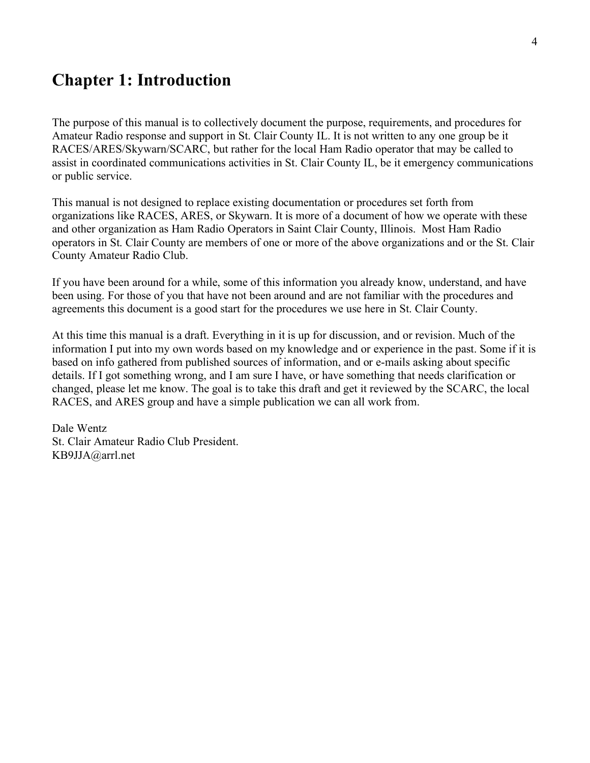# Chapter 1: Introduction

The purpose of this manual is to collectively document the purpose, requirements, and procedures for Amateur Radio response and support in St. Clair County IL. It is not written to any one group be it RACES/ARES/Skywarn/SCARC, but rather for the local Ham Radio operator that may be called to assist in coordinated communications activities in St. Clair County IL, be it emergency communications or public service.

This manual is not designed to replace existing documentation or procedures set forth from organizations like RACES, ARES, or Skywarn. It is more of a document of how we operate with these and other organization as Ham Radio Operators in Saint Clair County, Illinois. Most Ham Radio operators in St. Clair County are members of one or more of the above organizations and or the St. Clair County Amateur Radio Club.

If you have been around for a while, some of this information you already know, understand, and have been using. For those of you that have not been around and are not familiar with the procedures and agreements this document is a good start for the procedures we use here in St. Clair County.

At this time this manual is a draft. Everything in it is up for discussion, and or revision. Much of the information I put into my own words based on my knowledge and or experience in the past. Some if it is based on info gathered from published sources of information, and or e-mails asking about specific details. If I got something wrong, and I am sure I have, or have something that needs clarification or changed, please let me know. The goal is to take this draft and get it reviewed by the SCARC, the local RACES, and ARES group and have a simple publication we can all work from.

Dale Wentz
St. Clair Amateur Radio Club President.
KB9JJA@arrl.net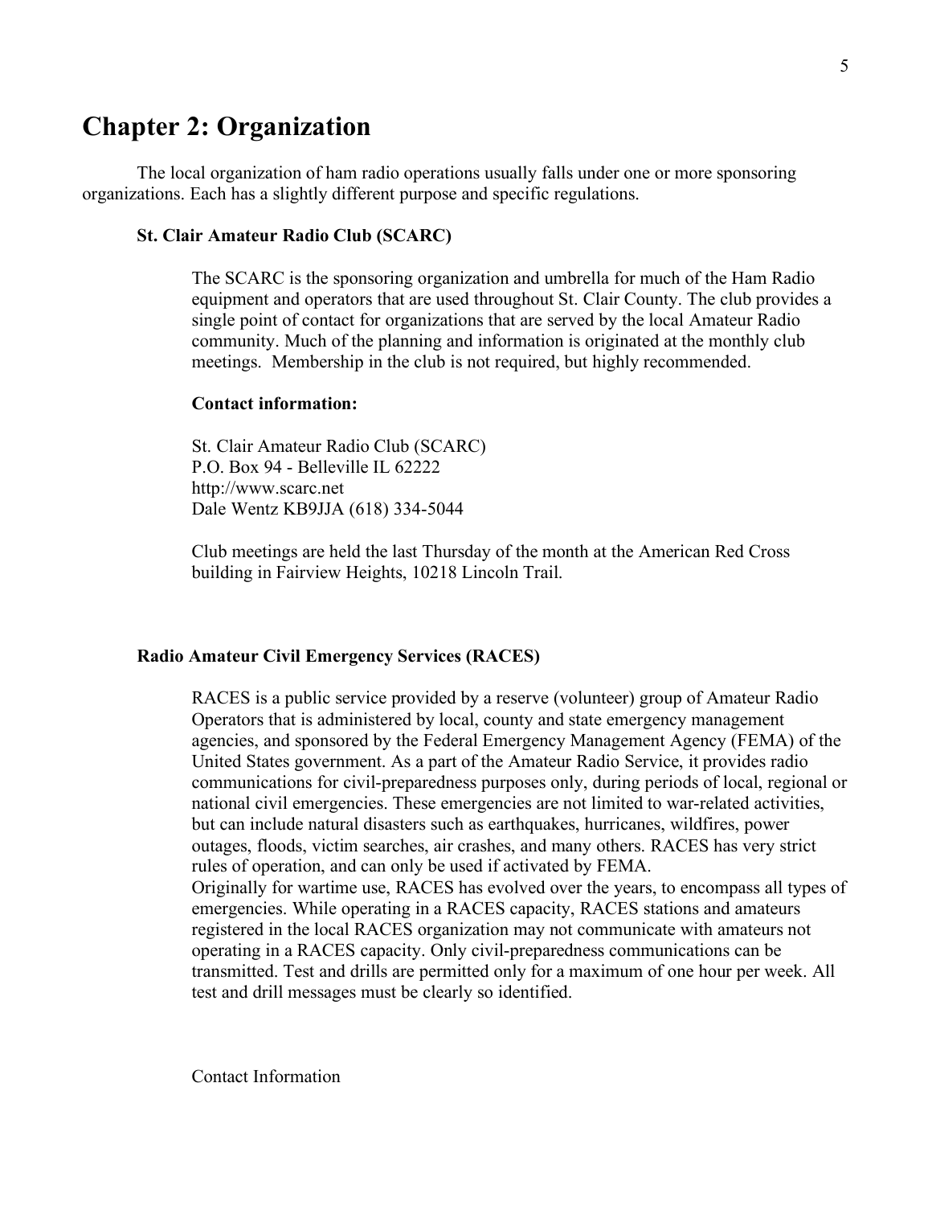# Chapter 2: Organization

The local organization of ham radio operations usually falls under one or more sponsoring organizations. Each has a slightly different purpose and specific regulations.

### St. Clair Amateur Radio Club (SCARC)

The SCARC is the sponsoring organization and umbrella for much of the Ham Radio equipment and operators that are used throughout St. Clair County. The club provides a single point of contact for organizations that are served by the local Amateur Radio community. Much of the planning and information is originated at the monthly club meetings. Membership in the club is not required, but highly recommended.

**Contact information:**

St. Clair Amateur Radio Club (SCARC)
P.O. Box 94 - Belleville IL 62222
http://www.scarc.net
Dale Wentz KB9JJA (618) 334-5044

Club meetings are held the last Thursday of the month at the American Red Cross building in Fairview Heights, 10218 Lincoln Trail.

### Radio Amateur Civil Emergency Services (RACES)

RACES is a public service provided by a reserve (volunteer) group of Amateur Radio Operators that is administered by local, county and state emergency management agencies, and sponsored by the Federal Emergency Management Agency (FEMA) of the United States government. As a part of the Amateur Radio Service, it provides radio communications for civil-preparedness purposes only, during periods of local, regional or national civil emergencies. These emergencies are not limited to war-related activities, but can include natural disasters such as earthquakes, hurricanes, wildfires, power outages, floods, victim searches, air crashes, and many others. RACES has very strict rules of operation, and can only be used if activated by FEMA.
Originally for wartime use, RACES has evolved over the years, to encompass all types of emergencies. While operating in a RACES capacity, RACES stations and amateurs registered in the local RACES organization may not communicate with amateurs not operating in a RACES capacity. Only civil-preparedness communications can be transmitted. Test and drills are permitted only for a maximum of one hour per week. All test and drill messages must be clearly so identified.

Contact Information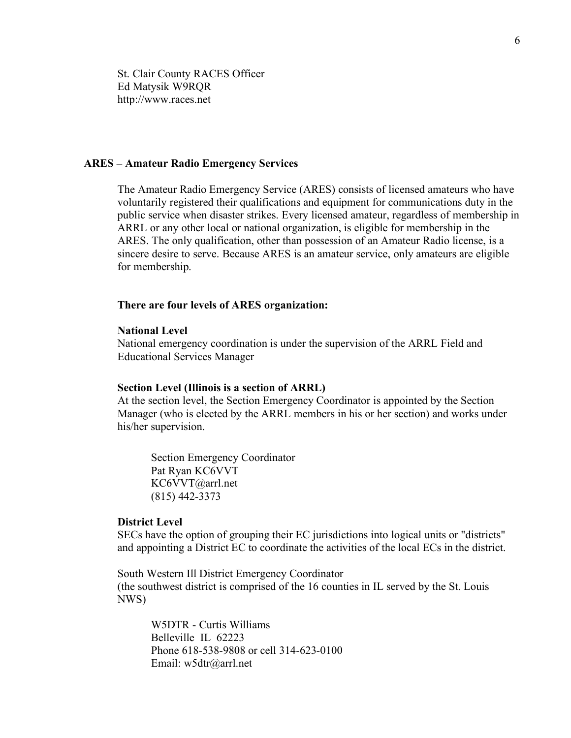St. Clair County RACES Officer
Ed Matysik W9RQR
http://www.races.net

## ARES – Amateur Radio Emergency Services

The Amateur Radio Emergency Service (ARES) consists of licensed amateurs who have voluntarily registered their qualifications and equipment for communications duty in the public service when disaster strikes. Every licensed amateur, regardless of membership in ARRL or any other local or national organization, is eligible for membership in the ARES. The only qualification, other than possession of an Amateur Radio license, is a sincere desire to serve. Because ARES is an amateur service, only amateurs are eligible for membership.

**There are four levels of ARES organization:**

**National Level**
National emergency coordination is under the supervision of the ARRL Field and Educational Services Manager

**Section Level (Illinois is a section of ARRL)**
At the section level, the Section Emergency Coordinator is appointed by the Section Manager (who is elected by the ARRL members in his or her section) and works under his/her supervision.

Section Emergency Coordinator
Pat Ryan KC6VVT
KC6VVT@arrl.net
(815) 442-3373

**District Level**
SECs have the option of grouping their EC jurisdictions into logical units or "districts" and appointing a District EC to coordinate the activities of the local ECs in the district.

South Western Ill District Emergency Coordinator
(the southwest district is comprised of the 16 counties in IL served by the St. Louis NWS)

W5DTR - Curtis Williams
Belleville IL 62223
Phone 618-538-9808 or cell 314-623-0100
Email: w5dtr@arrl.net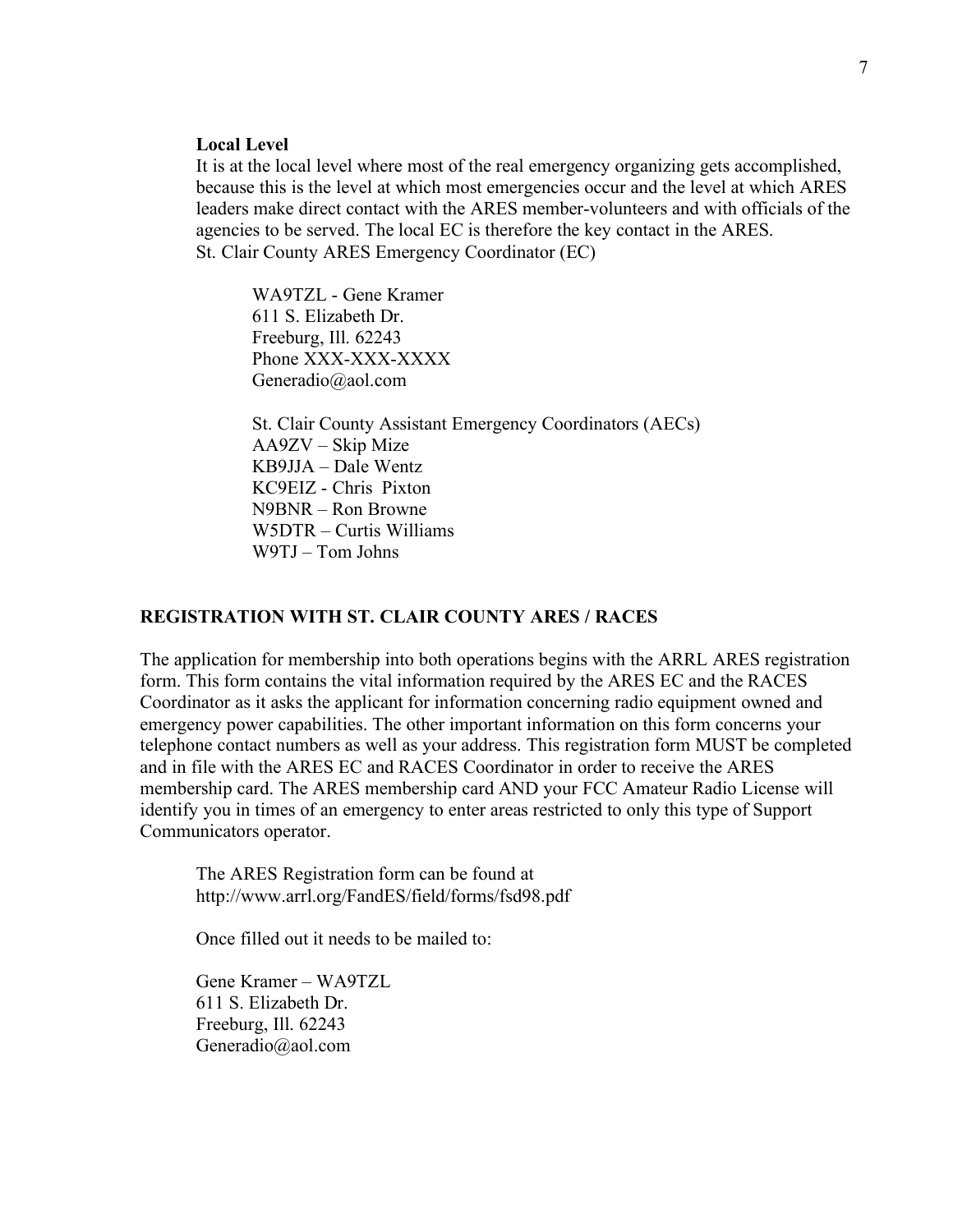### Local Level

It is at the local level where most of the real emergency organizing gets accomplished, because this is the level at which most emergencies occur and the level at which ARES leaders make direct contact with the ARES member-volunteers and with officials of the agencies to be served. The local EC is therefore the key contact in the ARES.
St. Clair County ARES Emergency Coordinator (EC)

WA9TZL - Gene Kramer
611 S. Elizabeth Dr.
Freeburg, Ill. 62243
Phone XXX-XXX-XXXX
Generadio@aol.com

St. Clair County Assistant Emergency Coordinators (AECs)
AA9ZV – Skip Mize
KB9JJA – Dale Wentz
KC9EIZ - Chris Pixton
N9BNR – Ron Browne
W5DTR – Curtis Williams
W9TJ – Tom Johns

## REGISTRATION WITH ST. CLAIR COUNTY ARES / RACES

The application for membership into both operations begins with the ARRL ARES registration form. This form contains the vital information required by the ARES EC and the RACES Coordinator as it asks the applicant for information concerning radio equipment owned and emergency power capabilities. The other important information on this form concerns your telephone contact numbers as well as your address. This registration form MUST be completed and in file with the ARES EC and RACES Coordinator in order to receive the ARES membership card. The ARES membership card AND your FCC Amateur Radio License will identify you in times of an emergency to enter areas restricted to only this type of Support Communicators operator.

The ARES Registration form can be found at
http://www.arrl.org/FandES/field/forms/fsd98.pdf

Once filled out it needs to be mailed to:

Gene Kramer – WA9TZL
611 S. Elizabeth Dr.
Freeburg, Ill. 62243
Generadio@aol.com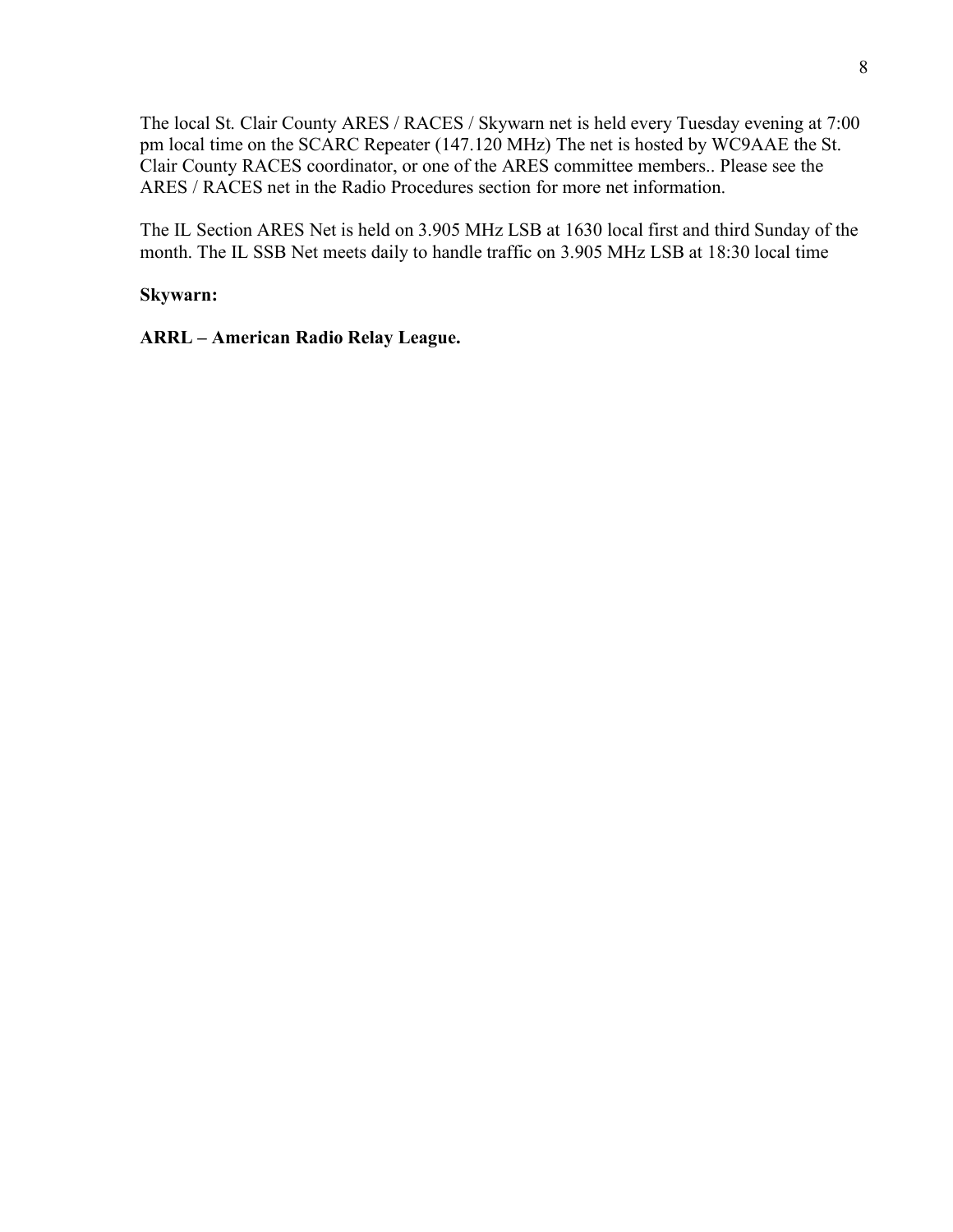The local St. Clair County ARES / RACES / Skywarn net is held every Tuesday evening at 7:00 pm local time on the SCARC Repeater (147.120 MHz) The net is hosted by WC9AAE the St. Clair County RACES coordinator, or one of the ARES committee members.. Please see the ARES / RACES net in the Radio Procedures section for more net information.

The IL Section ARES Net is held on 3.905 MHz LSB at 1630 local first and third Sunday of the month. The IL SSB Net meets daily to handle traffic on 3.905 MHz LSB at 18:30 local time

**Skywarn:**

**ARRL – American Radio Relay League.**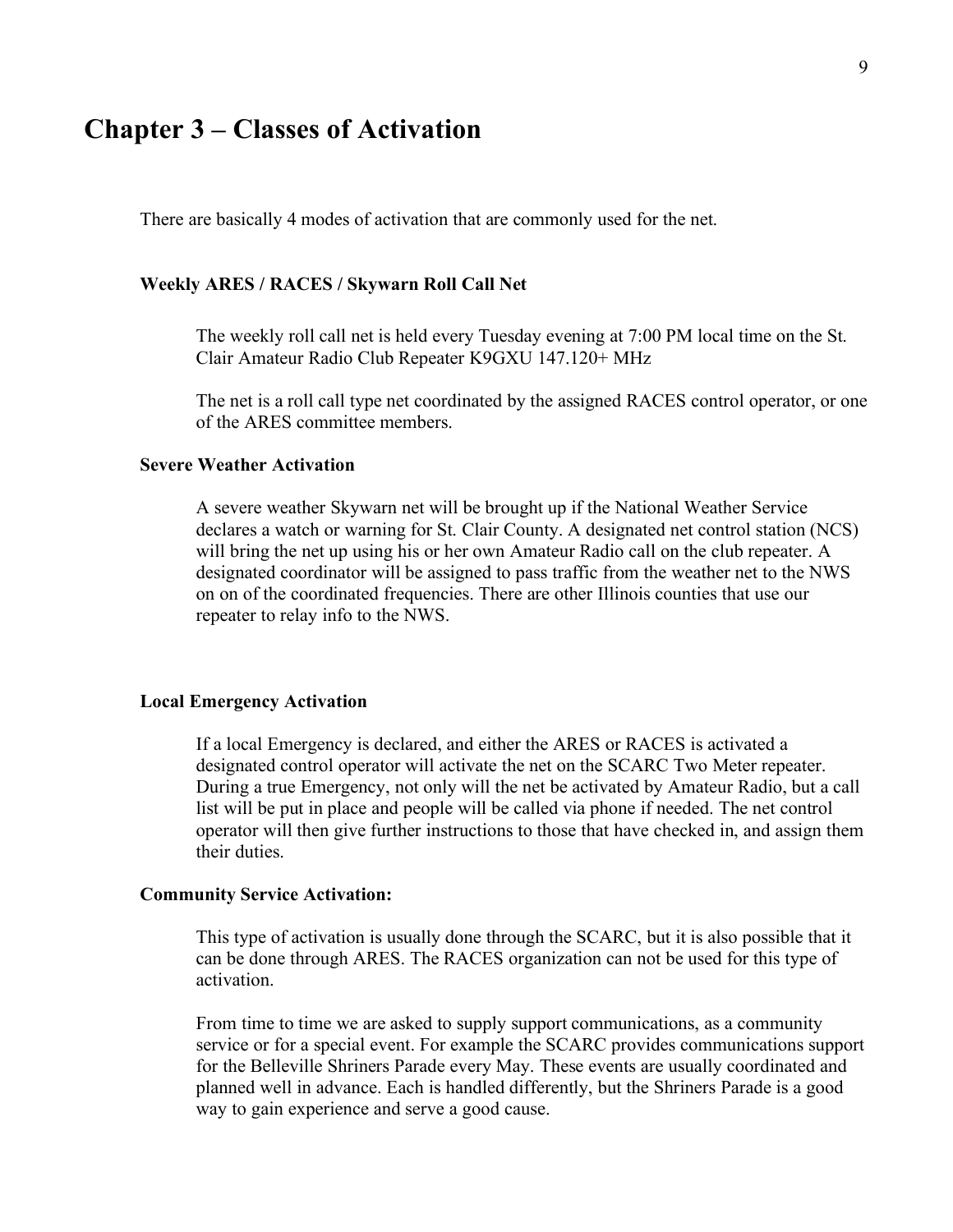# Chapter 3 – Classes of Activation

There are basically 4 modes of activation that are commonly used for the net.

### Weekly ARES / RACES / Skywarn Roll Call Net

The weekly roll call net is held every Tuesday evening at 7:00 PM local time on the St. Clair Amateur Radio Club Repeater K9GXU 147.120+ MHz

The net is a roll call type net coordinated by the assigned RACES control operator, or one of the ARES committee members.

### Severe Weather Activation

A severe weather Skywarn net will be brought up if the National Weather Service declares a watch or warning for St. Clair County. A designated net control station (NCS) will bring the net up using his or her own Amateur Radio call on the club repeater. A designated coordinator will be assigned to pass traffic from the weather net to the NWS on on of the coordinated frequencies. There are other Illinois counties that use our repeater to relay info to the NWS.

### Local Emergency Activation

If a local Emergency is declared, and either the ARES or RACES is activated a designated control operator will activate the net on the SCARC Two Meter repeater. During a true Emergency, not only will the net be activated by Amateur Radio, but a call list will be put in place and people will be called via phone if needed. The net control operator will then give further instructions to those that have checked in, and assign them their duties.

### Community Service Activation:

This type of activation is usually done through the SCARC, but it is also possible that it can be done through ARES. The RACES organization can not be used for this type of activation.

From time to time we are asked to supply support communications, as a community service or for a special event. For example the SCARC provides communications support for the Belleville Shriners Parade every May. These events are usually coordinated and planned well in advance. Each is handled differently, but the Shriners Parade is a good way to gain experience and serve a good cause.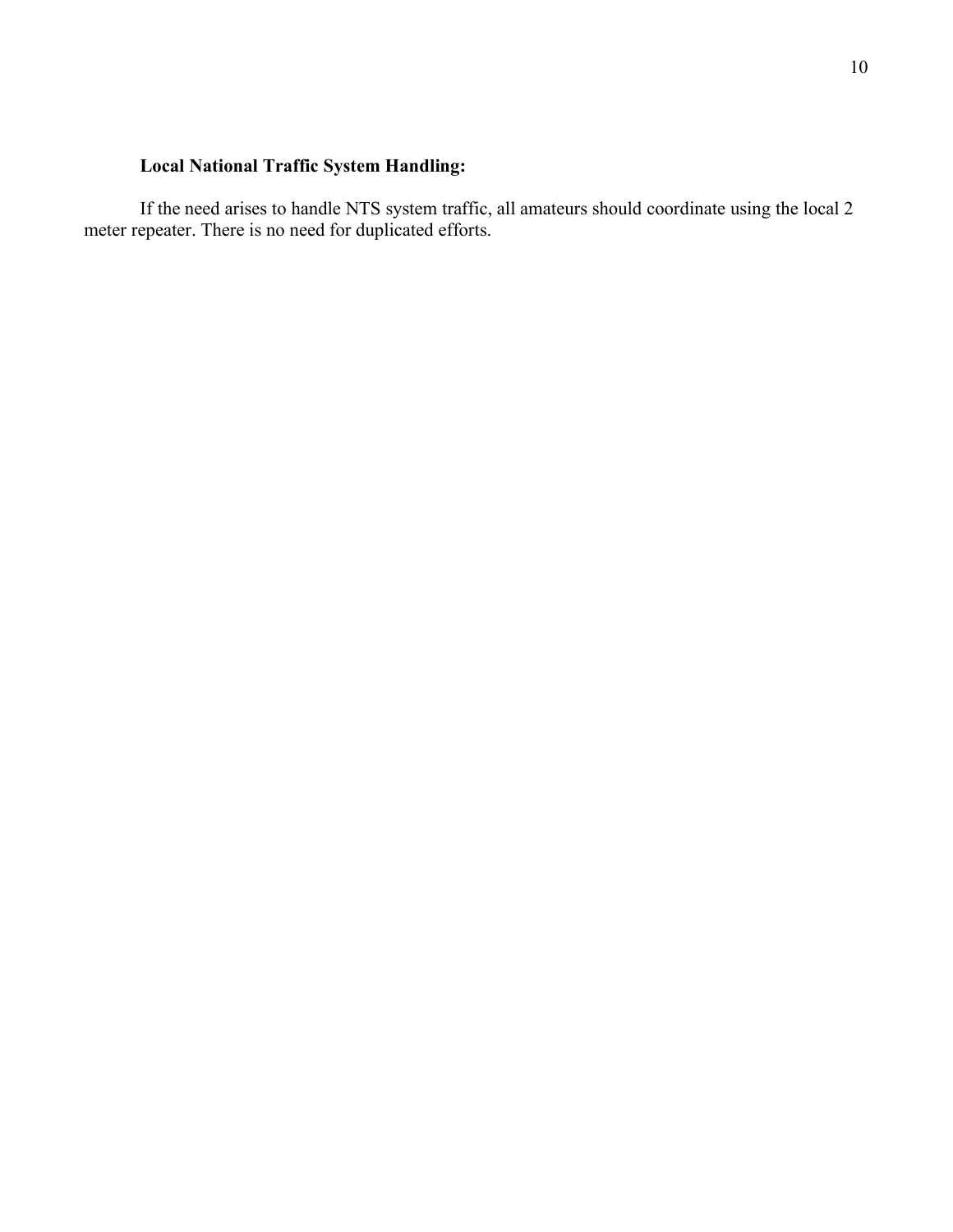**Local National Traffic System Handling:**

If the need arises to handle NTS system traffic, all amateurs should coordinate using the local 2 meter repeater. There is no need for duplicated efforts.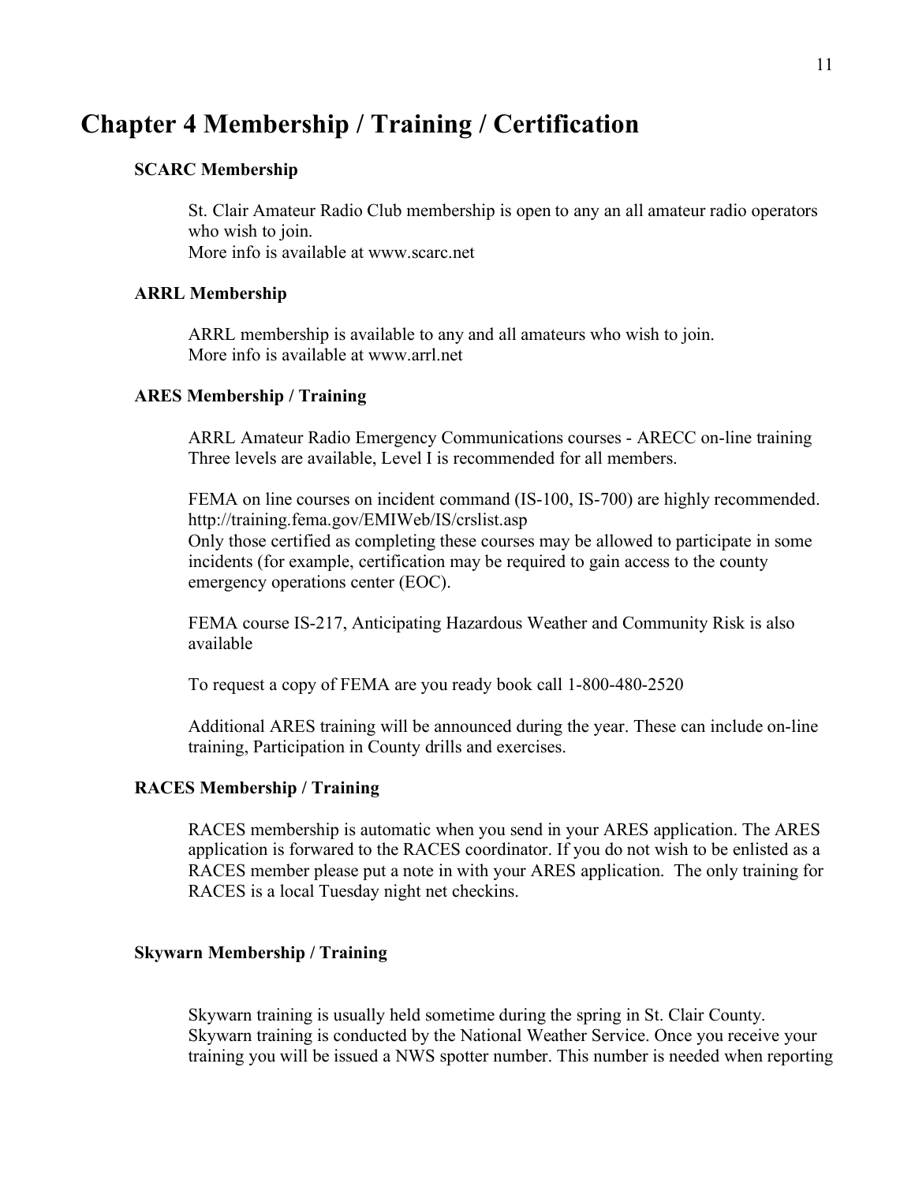# Chapter 4 Membership / Training / Certification

### SCARC Membership

St. Clair Amateur Radio Club membership is open to any an all amateur radio operators who wish to join.
More info is available at www.scarc.net

### ARRL Membership

ARRL membership is available to any and all amateurs who wish to join.
More info is available at www.arrl.net

### ARES Membership / Training

ARRL Amateur Radio Emergency Communications courses - ARECC on-line training
Three levels are available, Level I is recommended for all members.

FEMA on line courses on incident command (IS-100, IS-700) are highly recommended.
http://training.fema.gov/EMIWeb/IS/crslist.asp
Only those certified as completing these courses may be allowed to participate in some incidents (for example, certification may be required to gain access to the county emergency operations center (EOC).

FEMA course IS-217, Anticipating Hazardous Weather and Community Risk is also available

To request a copy of FEMA are you ready book call 1-800-480-2520

Additional ARES training will be announced during the year. These can include on-line training, Participation in County drills and exercises.

### RACES Membership / Training

RACES membership is automatic when you send in your ARES application. The ARES application is forwarded to the RACES coordinator. If you do not wish to be enlisted as a RACES member please put a note in with your ARES application. The only training for RACES is a local Tuesday night net checkins.

### Skywarn Membership / Training

Skywarn training is usually held sometime during the spring in St. Clair County.
Skywarn training is conducted by the National Weather Service. Once you receive your training you will be issued a NWS spotter number. This number is needed when reporting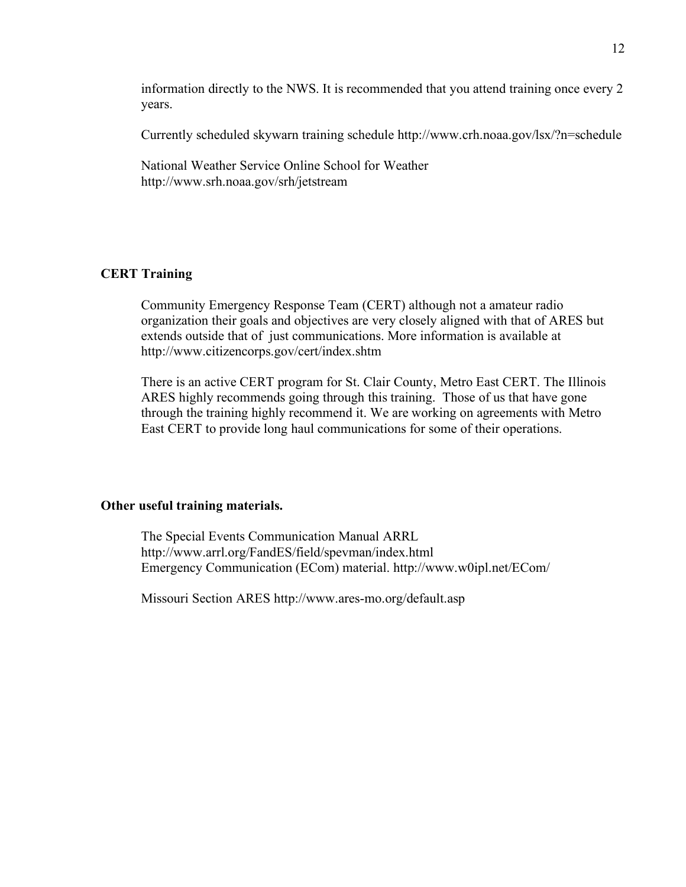information directly to the NWS. It is recommended that you attend training once every 2 years.

Currently scheduled skywarn training schedule http://www.crh.noaa.gov/lsx/?n=schedule

National Weather Service Online School for Weather
http://www.srh.noaa.gov/srh/jetstream

**CERT Training**

Community Emergency Response Team (CERT) although not a amateur radio organization their goals and objectives are very closely aligned with that of ARES but extends outside that of just communications. More information is available at http://www.citizencorps.gov/cert/index.shtm

There is an active CERT program for St. Clair County, Metro East CERT. The Illinois ARES highly recommends going through this training. Those of us that have gone through the training highly recommend it. We are working on agreements with Metro East CERT to provide long haul communications for some of their operations.

**Other useful training materials.**

The Special Events Communication Manual ARRL
http://www.arrl.org/FandES/field/spevman/index.html
Emergency Communication (ECom) material. http://www.w0ipl.net/ECom/

Missouri Section ARES http://www.ares-mo.org/default.asp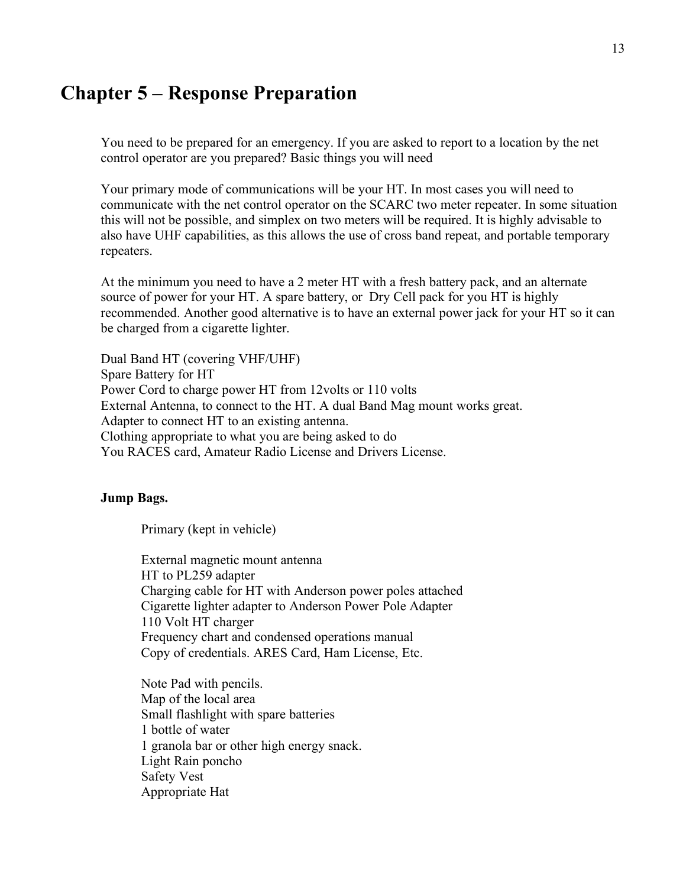# Chapter 5 – Response Preparation

You need to be prepared for an emergency. If you are asked to report to a location by the net control operator are you prepared? Basic things you will need

Your primary mode of communications will be your HT. In most cases you will need to communicate with the net control operator on the SCARC two meter repeater. In some situation this will not be possible, and simplex on two meters will be required. It is highly advisable to also have UHF capabilities, as this allows the use of cross band repeat, and portable temporary repeaters.

At the minimum you need to have a 2 meter HT with a fresh battery pack, and an alternate source of power for your HT. A spare battery, or Dry Cell pack for you HT is highly recommended. Another good alternative is to have an external power jack for your HT so it can be charged from a cigarette lighter.

Dual Band HT (covering VHF/UHF)
Spare Battery for HT
Power Cord to charge power HT from 12volts or 110 volts
External Antenna, to connect to the HT. A dual Band Mag mount works great.
Adapter to connect HT to an existing antenna.
Clothing appropriate to what you are being asked to do
You RACES card, Amateur Radio License and Drivers License.

**Jump Bags.**

Primary (kept in vehicle)

External magnetic mount antenna
HT to PL259 adapter
Charging cable for HT with Anderson power poles attached
Cigarette lighter adapter to Anderson Power Pole Adapter
110 Volt HT charger
Frequency chart and condensed operations manual
Copy of credentials. ARES Card, Ham License, Etc.

Note Pad with pencils.
Map of the local area
Small flashlight with spare batteries
1 bottle of water
1 granola bar or other high energy snack.
Light Rain poncho
Safety Vest
Appropriate Hat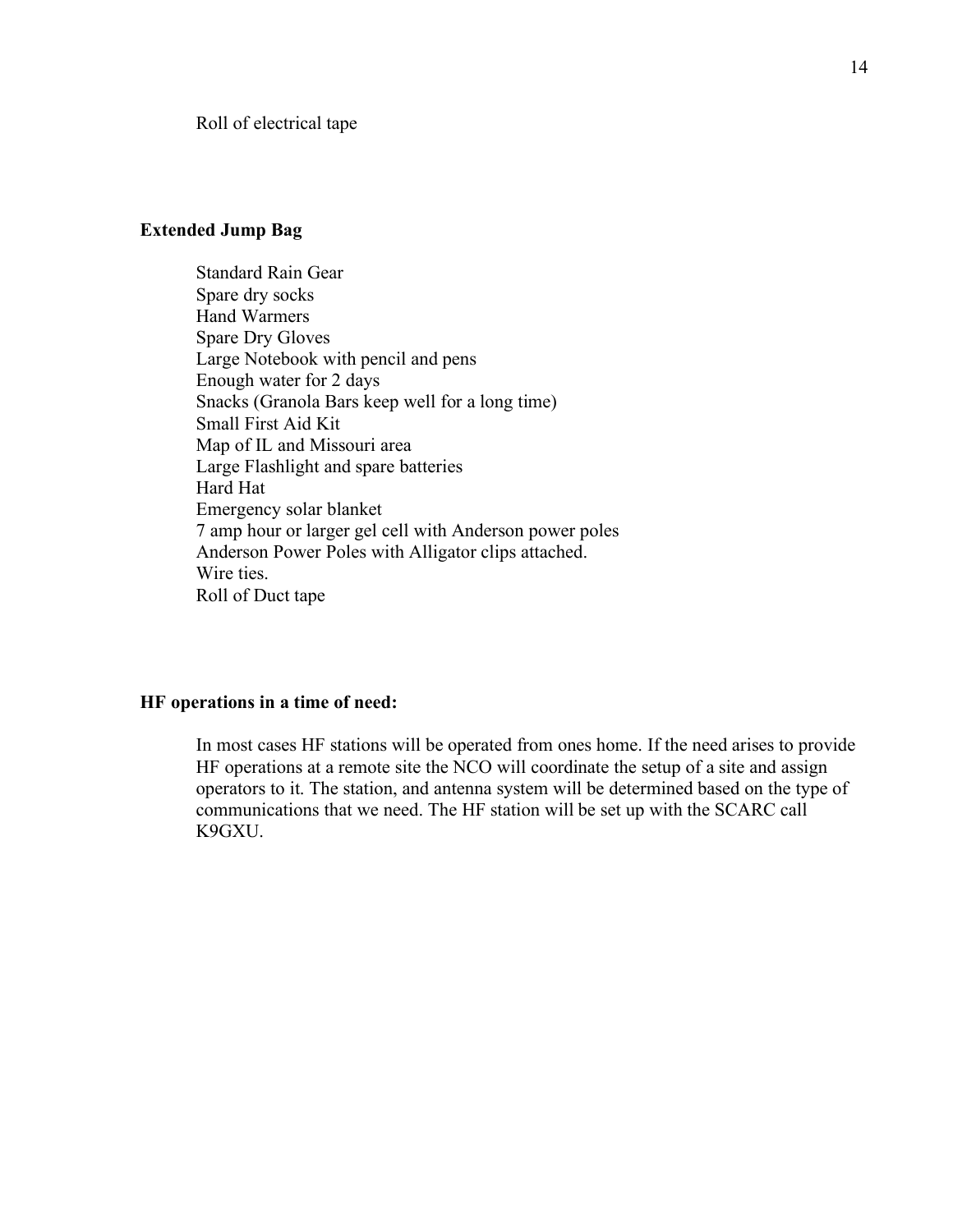Roll of electrical tape

**Extended Jump Bag**

Standard Rain Gear  
Spare dry socks  
Hand Warmers  
Spare Dry Gloves  
Large Notebook with pencil and pens  
Enough water for 2 days  
Snacks (Granola Bars keep well for a long time)  
Small First Aid Kit  
Map of IL and Missouri area  
Large Flashlight and spare batteries  
Hard Hat  
Emergency solar blanket  
7 amp hour or larger gel cell with Anderson power poles  
Anderson Power Poles with Alligator clips attached.  
Wire ties.  
Roll of Duct tape

**HF operations in a time of need:**

In most cases HF stations will be operated from ones home. If the need arises to provide HF operations at a remote site the NCO will coordinate the setup of a site and assign operators to it. The station, and antenna system will be determined based on the type of communications that we need. The HF station will be set up with the SCARC call K9GXU.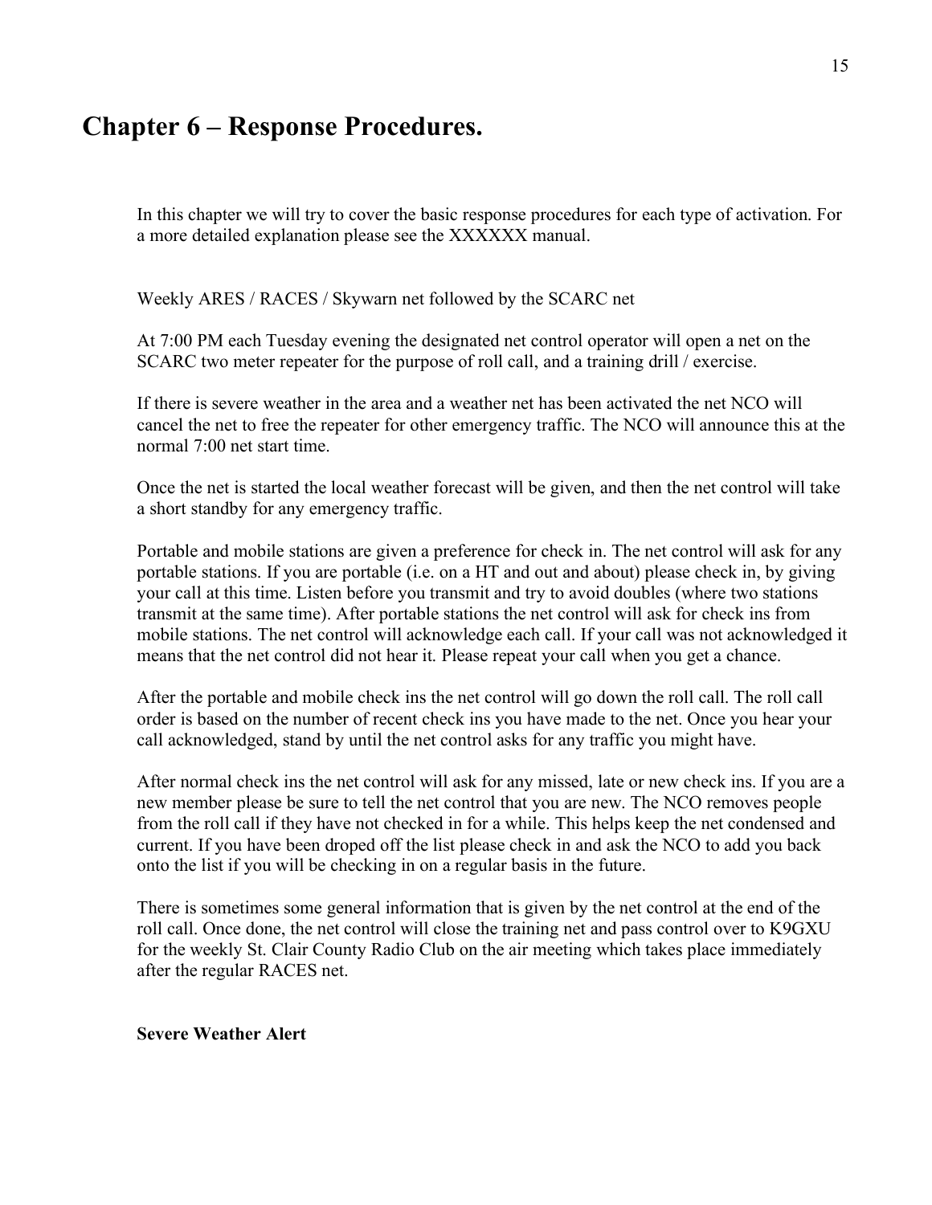# Chapter 6 – Response Procedures.

In this chapter we will try to cover the basic response procedures for each type of activation. For a more detailed explanation please see the XXXXXX manual.

Weekly ARES / RACES / Skywarn net followed by the SCARC net

At 7:00 PM each Tuesday evening the designated net control operator will open a net on the SCARC two meter repeater for the purpose of roll call, and a training drill / exercise.

If there is severe weather in the area and a weather net has been activated the net NCO will cancel the net to free the repeater for other emergency traffic. The NCO will announce this at the normal 7:00 net start time.

Once the net is started the local weather forecast will be given, and then the net control will take a short standby for any emergency traffic.

Portable and mobile stations are given a preference for check in. The net control will ask for any portable stations. If you are portable (i.e. on a HT and out and about) please check in, by giving your call at this time. Listen before you transmit and try to avoid doubles (where two stations transmit at the same time). After portable stations the net control will ask for check ins from mobile stations. The net control will acknowledge each call. If your call was not acknowledged it means that the net control did not hear it. Please repeat your call when you get a chance.

After the portable and mobile check ins the net control will go down the roll call. The roll call order is based on the number of recent check ins you have made to the net. Once you hear your call acknowledged, stand by until the net control asks for any traffic you might have.

After normal check ins the net control will ask for any missed, late or new check ins. If you are a new member please be sure to tell the net control that you are new. The NCO removes people from the roll call if they have not checked in for a while. This helps keep the net condensed and current. If you have been droped off the list please check in and ask the NCO to add you back onto the list if you will be checking in on a regular basis in the future.

There is sometimes some general information that is given by the net control at the end of the roll call. Once done, the net control will close the training net and pass control over to K9GXU for the weekly St. Clair County Radio Club on the air meeting which takes place immediately after the regular RACES net.

**Severe Weather Alert**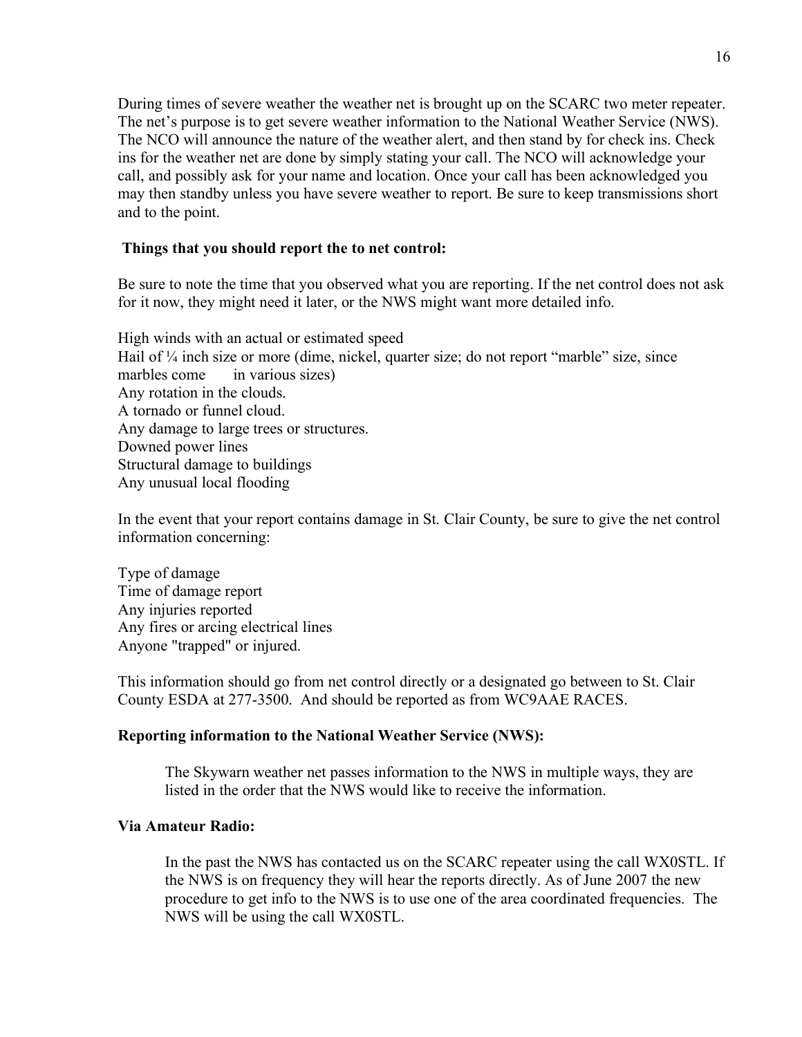During times of severe weather the weather net is brought up on the SCARC two meter repeater. The net's purpose is to get severe weather information to the National Weather Service (NWS). The NCO will announce the nature of the weather alert, and then stand by for check ins. Check ins for the weather net are done by simply stating your call. The NCO will acknowledge your call, and possibly ask for your name and location. Once your call has been acknowledged you may then standby unless you have severe weather to report. Be sure to keep transmissions short and to the point.

**Things that you should report the to net control:**

Be sure to note the time that you observed what you are reporting. If the net control does not ask for it now, they might need it later, or the NWS might want more detailed info.

High winds with an actual or estimated speed
Hail of ¼ inch size or more (dime, nickel, quarter size; do not report "marble" size, since marbles come in various sizes)
Any rotation in the clouds.
A tornado or funnel cloud.
Any damage to large trees or structures.
Downed power lines
Structural damage to buildings
Any unusual local flooding

In the event that your report contains damage in St. Clair County, be sure to give the net control information concerning:

Type of damage
Time of damage report
Any injuries reported
Any fires or arcing electrical lines
Anyone "trapped" or injured.

This information should go from net control directly or a designated go between to St. Clair County ESDA at 277-3500. And should be reported as from WC9AAE RACES.

**Reporting information to the National Weather Service (NWS):**

The Skywarn weather net passes information to the NWS in multiple ways, they are listed in the order that the NWS would like to receive the information.

**Via Amateur Radio:**

In the past the NWS has contacted us on the SCARC repeater using the call WX0STL. If the NWS is on frequency they will hear the reports directly. As of June 2007 the new procedure to get info to the NWS is to use one of the area coordinated frequencies. The NWS will be using the call WX0STL.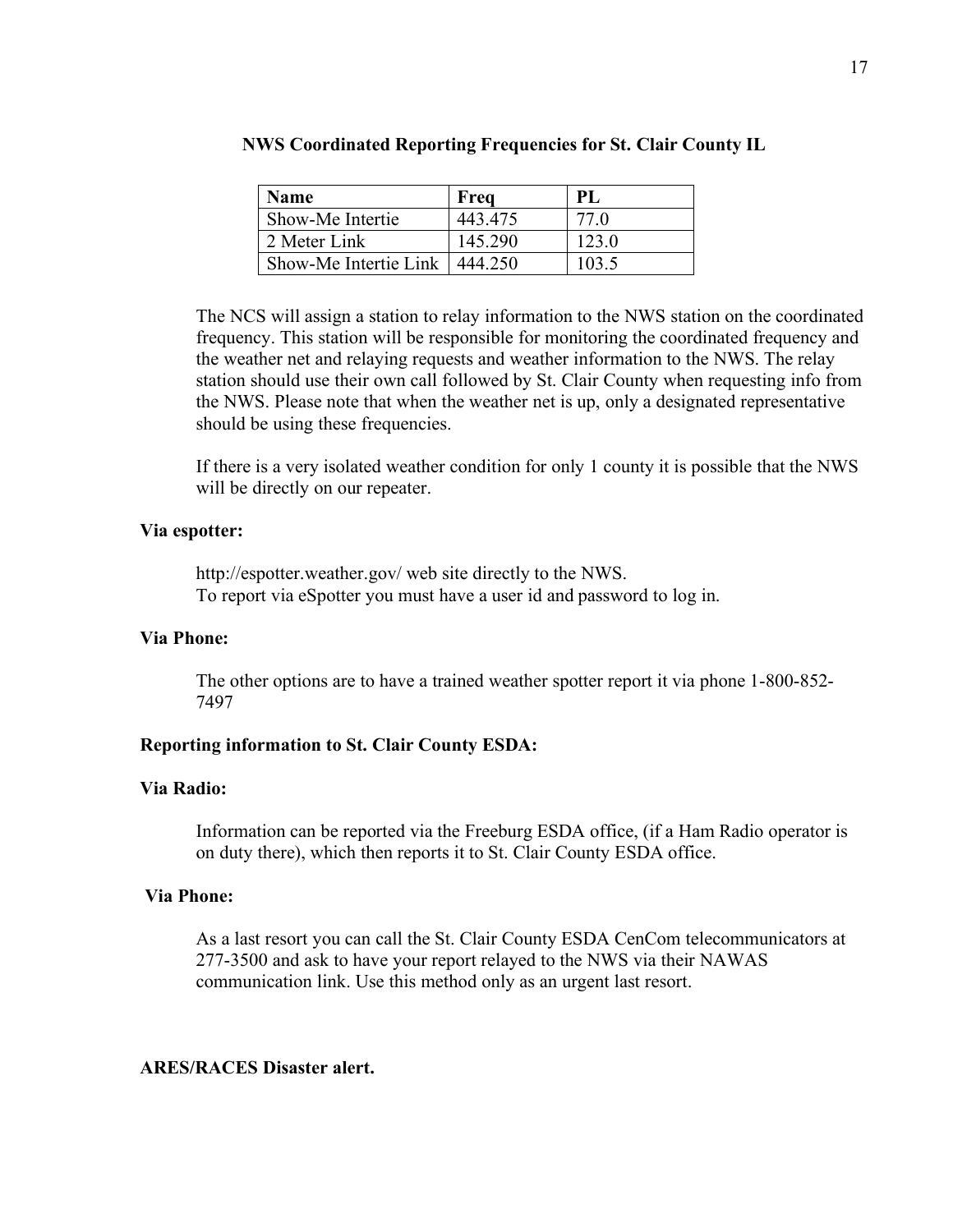**NWS Coordinated Reporting Frequencies for St. Clair County IL**

| Name | Freq | PL |
|---|---|---|
| Show-Me Intertie | 443.475 | 77.0 |
| 2 Meter Link | 145.290 | 123.0 |
| Show-Me Intertie Link | 444.250 | 103.5 |

The NCS will assign a station to relay information to the NWS station on the coordinated frequency. This station will be responsible for monitoring the coordinated frequency and the weather net and relaying requests and weather information to the NWS. The relay station should use their own call followed by St. Clair County when requesting info from the NWS. Please note that when the weather net is up, only a designated representative should be using these frequencies.

If there is a very isolated weather condition for only 1 county it is possible that the NWS will be directly on our repeater.

**Via espotter:**

http://espotter.weather.gov/ web site directly to the NWS.
To report via eSpotter you must have a user id and password to log in.

**Via Phone:**

The other options are to have a trained weather spotter report it via phone 1-800-852-7497

**Reporting information to St. Clair County ESDA:**

**Via Radio:**

Information can be reported via the Freeburg ESDA office, (if a Ham Radio operator is on duty there), which then reports it to St. Clair County ESDA office.

**Via Phone:**

As a last resort you can call the St. Clair County ESDA CenCom telecommunicators at 277-3500 and ask to have your report relayed to the NWS via their NAWAS communication link. Use this method only as an urgent last resort.

**ARES/RACES Disaster alert.**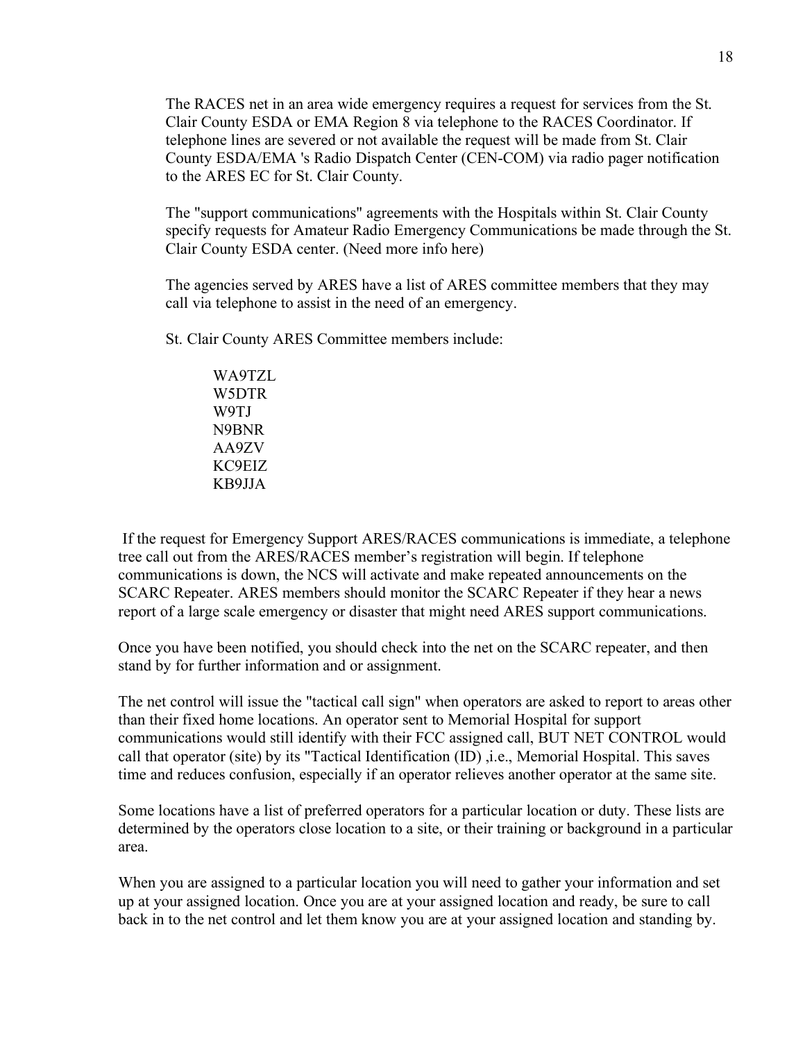The RACES net in an area wide emergency requires a request for services from the St. Clair County ESDA or EMA Region 8 via telephone to the RACES Coordinator. If telephone lines are severed or not available the request will be made from St. Clair County ESDA/EMA 's Radio Dispatch Center (CEN-COM) via radio pager notification to the ARES EC for St. Clair County.

The "support communications" agreements with the Hospitals within St. Clair County specify requests for Amateur Radio Emergency Communications be made through the St. Clair County ESDA center. (Need more info here)

The agencies served by ARES have a list of ARES committee members that they may call via telephone to assist in the need of an emergency.

St. Clair County ARES Committee members include:

WA9TZL
W5DTR
W9TJ
N9BNR
AA9ZV
KC9EIZ
KB9JJA

If the request for Emergency Support ARES/RACES communications is immediate, a telephone tree call out from the ARES/RACES member's registration will begin. If telephone communications is down, the NCS will activate and make repeated announcements on the SCARC Repeater. ARES members should monitor the SCARC Repeater if they hear a news report of a large scale emergency or disaster that might need ARES support communications.

Once you have been notified, you should check into the net on the SCARC repeater, and then stand by for further information and or assignment.

The net control will issue the "tactical call sign" when operators are asked to report to areas other than their fixed home locations. An operator sent to Memorial Hospital for support communications would still identify with their FCC assigned call, BUT NET CONTROL would call that operator (site) by its "Tactical Identification (ID) ,i.e., Memorial Hospital. This saves time and reduces confusion, especially if an operator relieves another operator at the same site.

Some locations have a list of preferred operators for a particular location or duty. These lists are determined by the operators close location to a site, or their training or background in a particular area.

When you are assigned to a particular location you will need to gather your information and set up at your assigned location. Once you are at your assigned location and ready, be sure to call back in to the net control and let them know you are at your assigned location and standing by.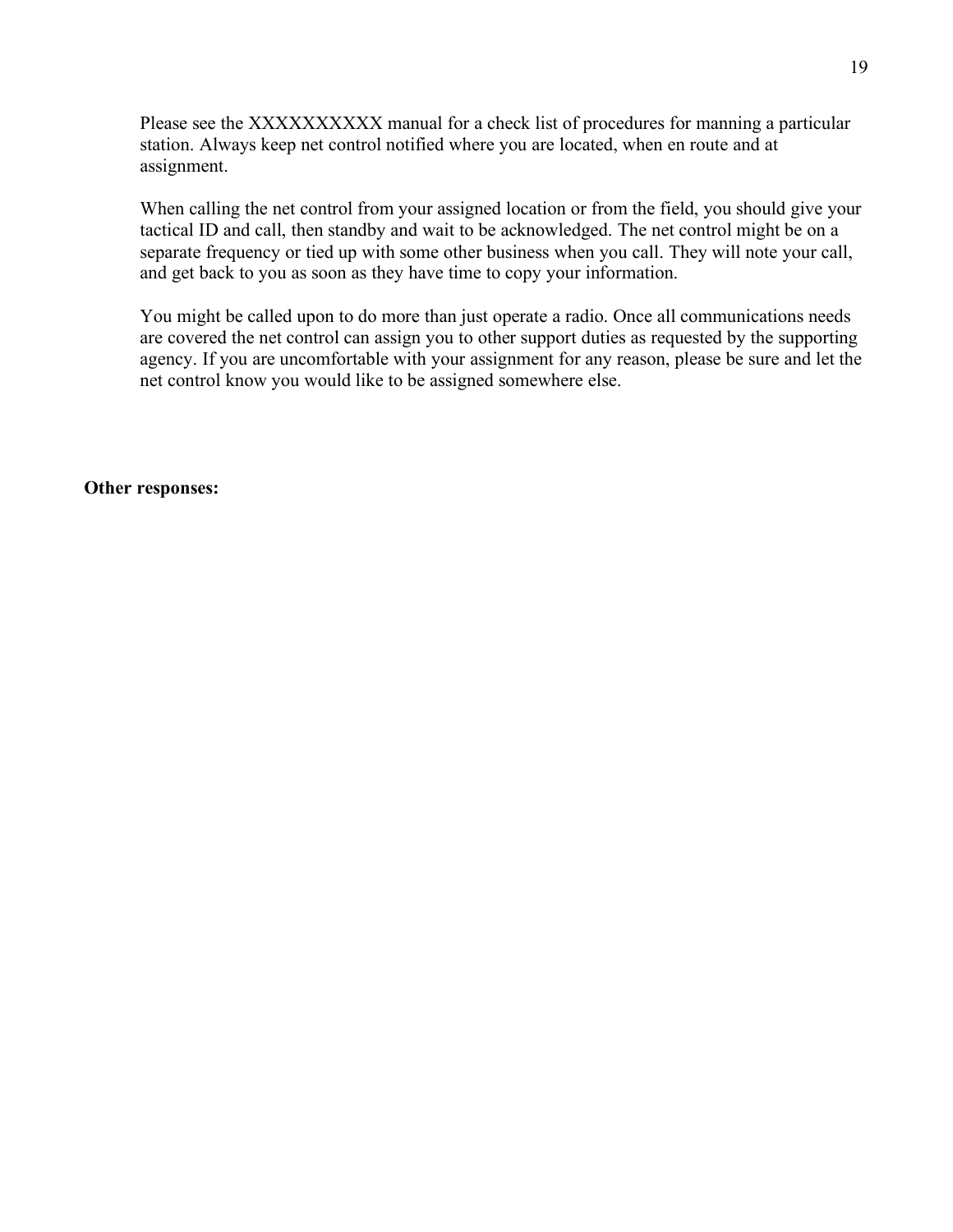Please see the XXXXXXXXXX manual for a check list of procedures for manning a particular station. Always keep net control notified where you are located, when en route and at assignment.

When calling the net control from your assigned location or from the field, you should give your tactical ID and call, then standby and wait to be acknowledged. The net control might be on a separate frequency or tied up with some other business when you call. They will note your call, and get back to you as soon as they have time to copy your information.

You might be called upon to do more than just operate a radio. Once all communications needs are covered the net control can assign you to other support duties as requested by the supporting agency. If you are uncomfortable with your assignment for any reason, please be sure and let the net control know you would like to be assigned somewhere else.

**Other responses:**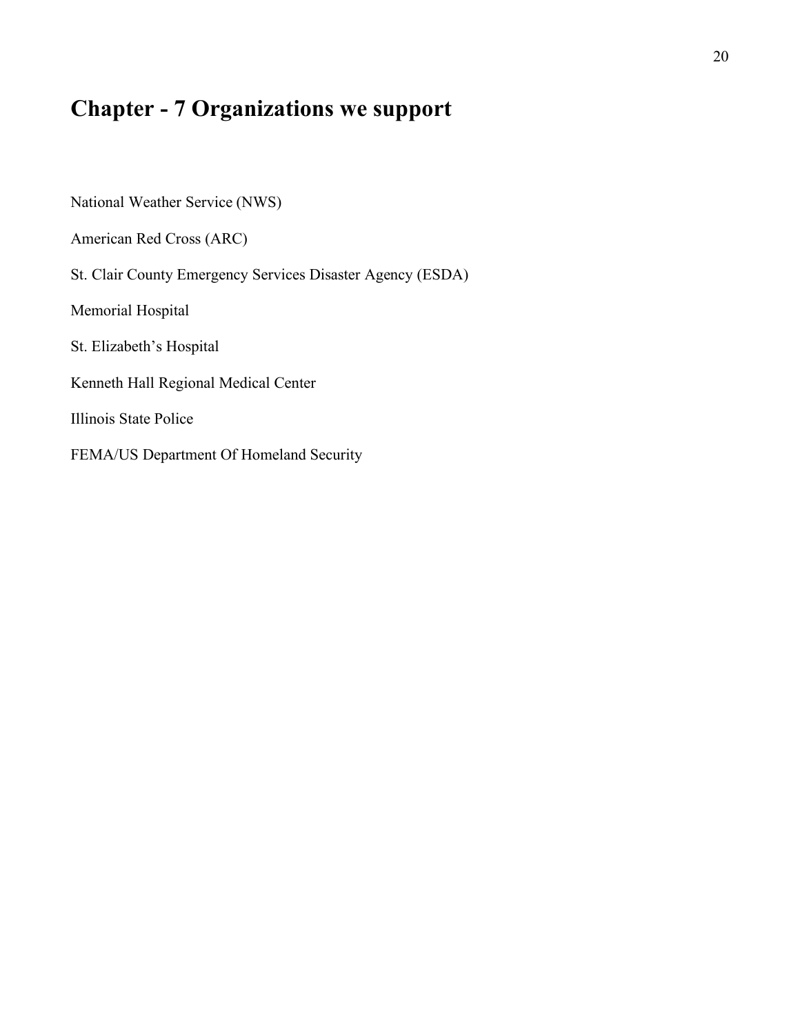# Chapter - 7 Organizations we support

National Weather Service (NWS)

American Red Cross (ARC)

St. Clair County Emergency Services Disaster Agency (ESDA)

Memorial Hospital

St. Elizabeth's Hospital

Kenneth Hall Regional Medical Center

Illinois State Police

FEMA/US Department Of Homeland Security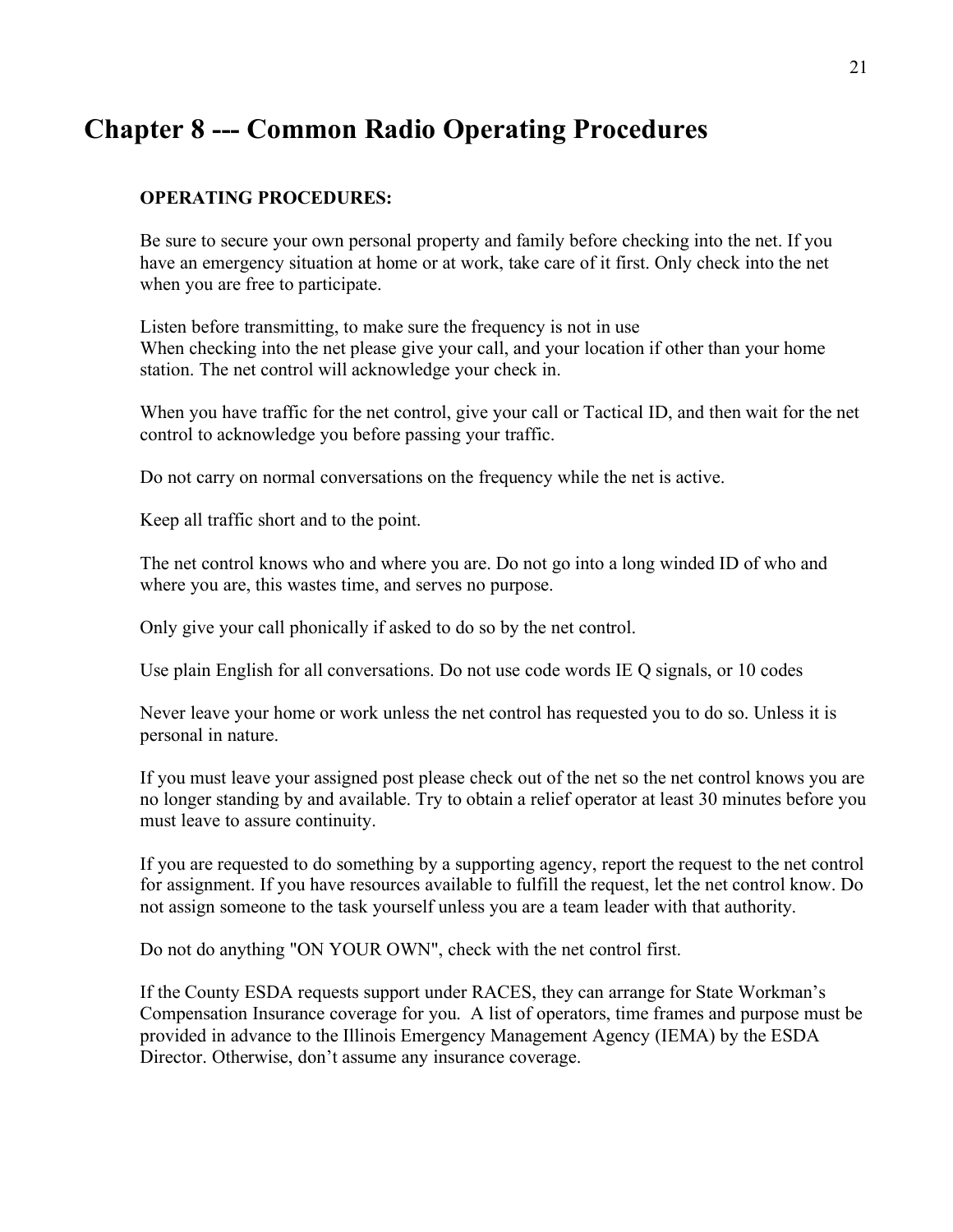# Chapter 8 --- Common Radio Operating Procedures

**OPERATING PROCEDURES:**

Be sure to secure your own personal property and family before checking into the net. If you have an emergency situation at home or at work, take care of it first. Only check into the net when you are free to participate.

Listen before transmitting, to make sure the frequency is not in use
When checking into the net please give your call, and your location if other than your home station. The net control will acknowledge your check in.

When you have traffic for the net control, give your call or Tactical ID, and then wait for the net control to acknowledge you before passing your traffic.

Do not carry on normal conversations on the frequency while the net is active.

Keep all traffic short and to the point.

The net control knows who and where you are. Do not go into a long winded ID of who and where you are, this wastes time, and serves no purpose.

Only give your call phonically if asked to do so by the net control.

Use plain English for all conversations. Do not use code words IE Q signals, or 10 codes

Never leave your home or work unless the net control has requested you to do so. Unless it is personal in nature.

If you must leave your assigned post please check out of the net so the net control knows you are no longer standing by and available. Try to obtain a relief operator at least 30 minutes before you must leave to assure continuity.

If you are requested to do something by a supporting agency, report the request to the net control for assignment. If you have resources available to fulfill the request, let the net control know. Do not assign someone to the task yourself unless you are a team leader with that authority.

Do not do anything "ON YOUR OWN", check with the net control first.

If the County ESDA requests support under RACES, they can arrange for State Workman's Compensation Insurance coverage for you. A list of operators, time frames and purpose must be provided in advance to the Illinois Emergency Management Agency (IEMA) by the ESDA Director. Otherwise, don't assume any insurance coverage.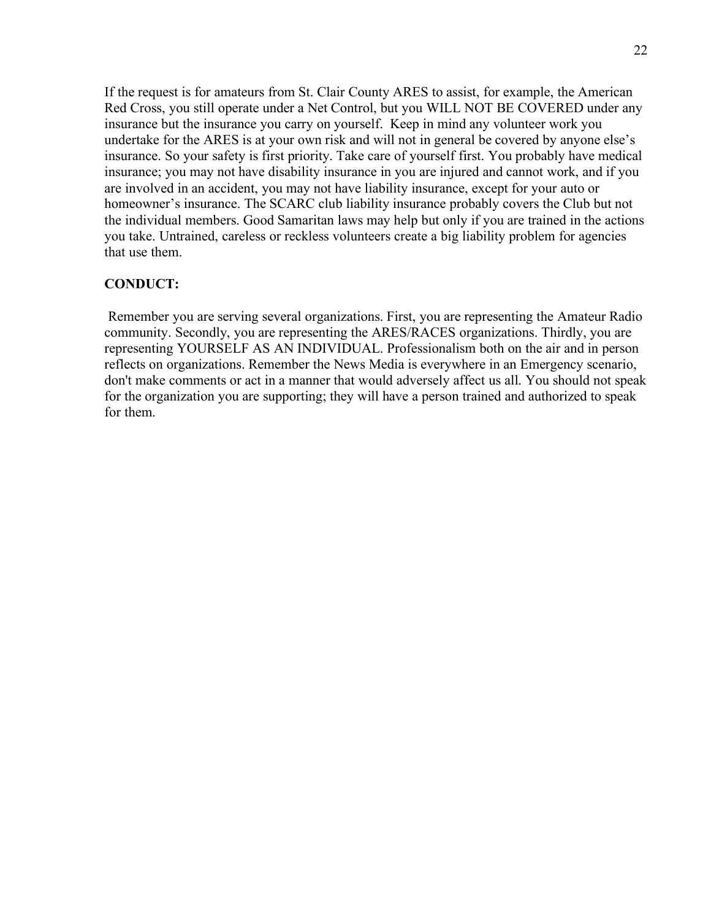If the request is for amateurs from St. Clair County ARES to assist, for example, the American Red Cross, you still operate under a Net Control, but you WILL NOT BE COVERED under any insurance but the insurance you carry on yourself. Keep in mind any volunteer work you undertake for the ARES is at your own risk and will not in general be covered by anyone else's insurance. So your safety is first priority. Take care of yourself first. You probably have medical insurance; you may not have disability insurance in you are injured and cannot work, and if you are involved in an accident, you may not have liability insurance, except for your auto or homeowner's insurance. The SCARC club liability insurance probably covers the Club but not the individual members. Good Samaritan laws may help but only if you are trained in the actions you take. Untrained, careless or reckless volunteers create a big liability problem for agencies that use them.

**CONDUCT:**

Remember you are serving several organizations. First, you are representing the Amateur Radio community. Secondly, you are representing the ARES/RACES organizations. Thirdly, you are representing YOURSELF AS AN INDIVIDUAL. Professionalism both on the air and in person reflects on organizations. Remember the News Media is everywhere in an Emergency scenario, don't make comments or act in a manner that would adversely affect us all. You should not speak for the organization you are supporting; they will have a person trained and authorized to speak for them.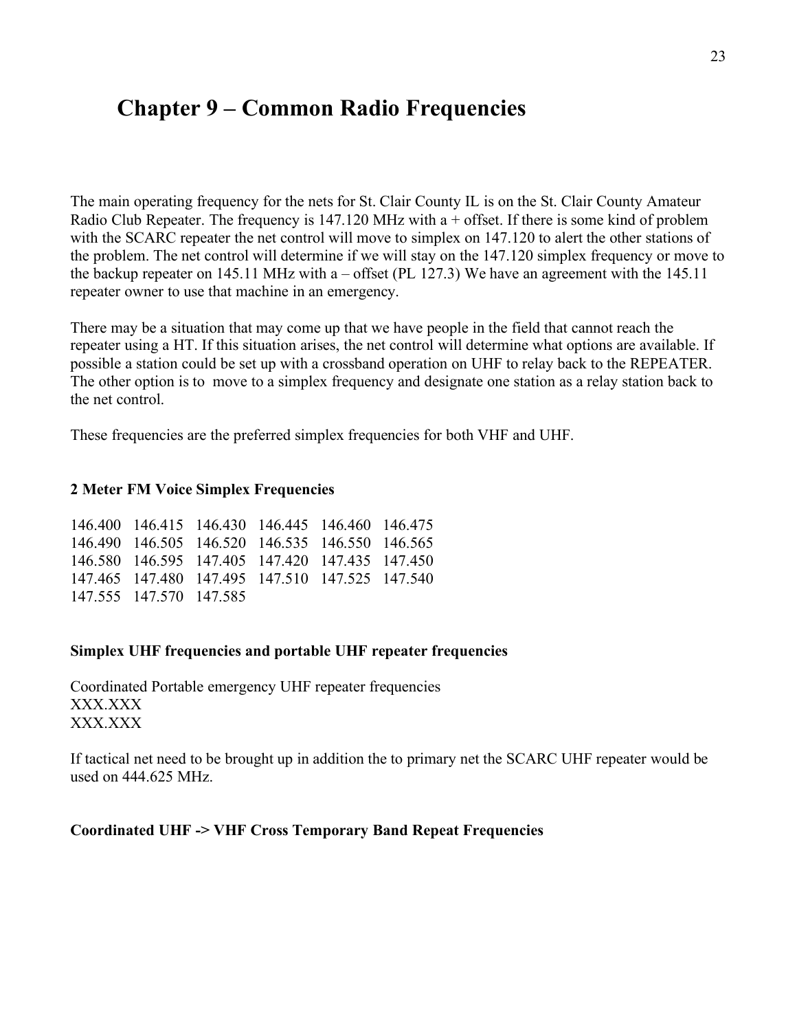# Chapter 9 – Common Radio Frequencies

The main operating frequency for the nets for St. Clair County IL is on the St. Clair County Amateur Radio Club Repeater. The frequency is 147.120 MHz with a + offset. If there is some kind of problem with the SCARC repeater the net control will move to simplex on 147.120 to alert the other stations of the problem. The net control will determine if we will stay on the 147.120 simplex frequency or move to the backup repeater on 145.11 MHz with a – offset (PL 127.3) We have an agreement with the 145.11 repeater owner to use that machine in an emergency.

There may be a situation that may come up that we have people in the field that cannot reach the repeater using a HT. If this situation arises, the net control will determine what options are available. If possible a station could be set up with a crossband operation on UHF to relay back to the REPEATER. The other option is to  move to a simplex frequency and designate one station as a relay station back to the net control.

These frequencies are the preferred simplex frequencies for both VHF and UHF.

**2 Meter FM Voice Simplex Frequencies**

| | | | | | |
|---|---|---|---|---|---|
| 146.400 | 146.415 | 146.430 | 146.445 | 146.460 | 146.475 |
| 146.490 | 146.505 | 146.520 | 146.535 | 146.550 | 146.565 |
| 146.580 | 146.595 | 147.405 | 147.420 | 147.435 | 147.450 |
| 147.465 | 147.480 | 147.495 | 147.510 | 147.525 | 147.540 |
| 147.555 | 147.570 | 147.585 | | | |

**Simplex UHF frequencies and portable UHF repeater frequencies**

Coordinated Portable emergency UHF repeater frequencies
XXX.XXX
XXX.XXX

If tactical net need to be brought up in addition the to primary net the SCARC UHF repeater would be used on 444.625 MHz.

**Coordinated UHF -> VHF Cross Temporary Band Repeat Frequencies**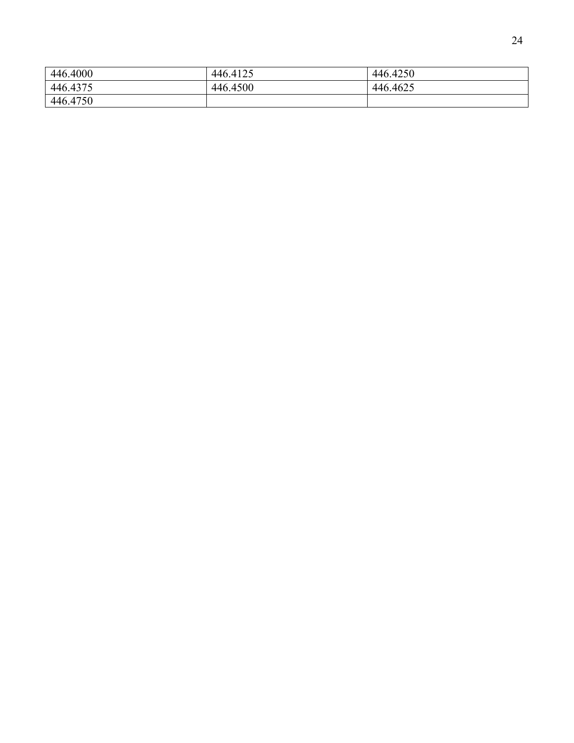| 446.4000 | 446.4125 | 446.4250 |
|---|---|---|
| 446.4375 | 446.4500 | 446.4625 |
| 446.4750 | | |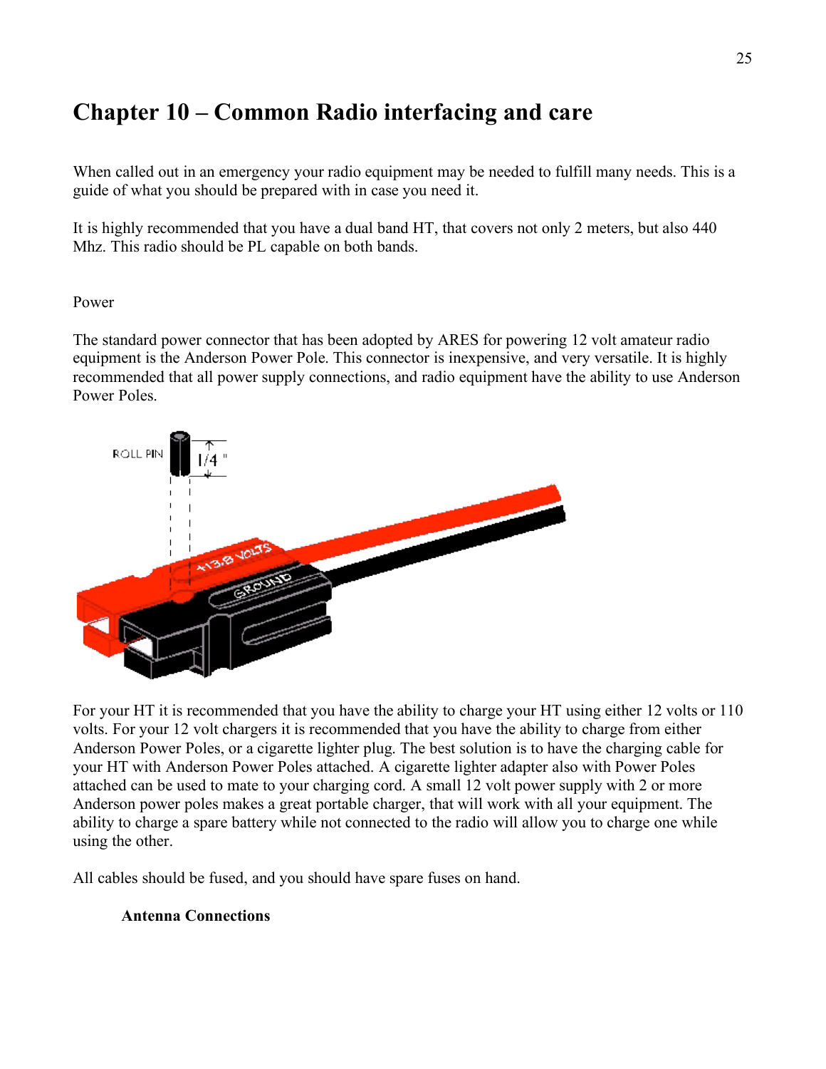# Chapter 10 – Common Radio interfacing and care

When called out in an emergency your radio equipment may be needed to fulfill many needs. This is a guide of what you should be prepared with in case you need it.

It is highly recommended that you have a dual band HT, that covers not only 2 meters, but also 440 Mhz. This radio should be PL capable on both bands.

Power

The standard power connector that has been adopted by ARES for powering 12 volt amateur radio equipment is the Anderson Power Pole. This connector is inexpensive, and very versatile. It is highly recommended that all power supply connections, and radio equipment have the ability to use Anderson Power Poles.

For your HT it is recommended that you have the ability to charge your HT using either 12 volts or 110 volts. For your 12 volt chargers it is recommended that you have the ability to charge from either Anderson Power Poles, or a cigarette lighter plug. The best solution is to have the charging cable for your HT with Anderson Power Poles attached. A cigarette lighter adapter also with Power Poles attached can be used to mate to your charging cord. A small 12 volt power supply with 2 or more Anderson power poles makes a great portable charger, that will work with all your equipment. The ability to charge a spare battery while not connected to the radio will allow you to charge one while using the other.

All cables should be fused, and you should have spare fuses on hand.

**Antenna Connections**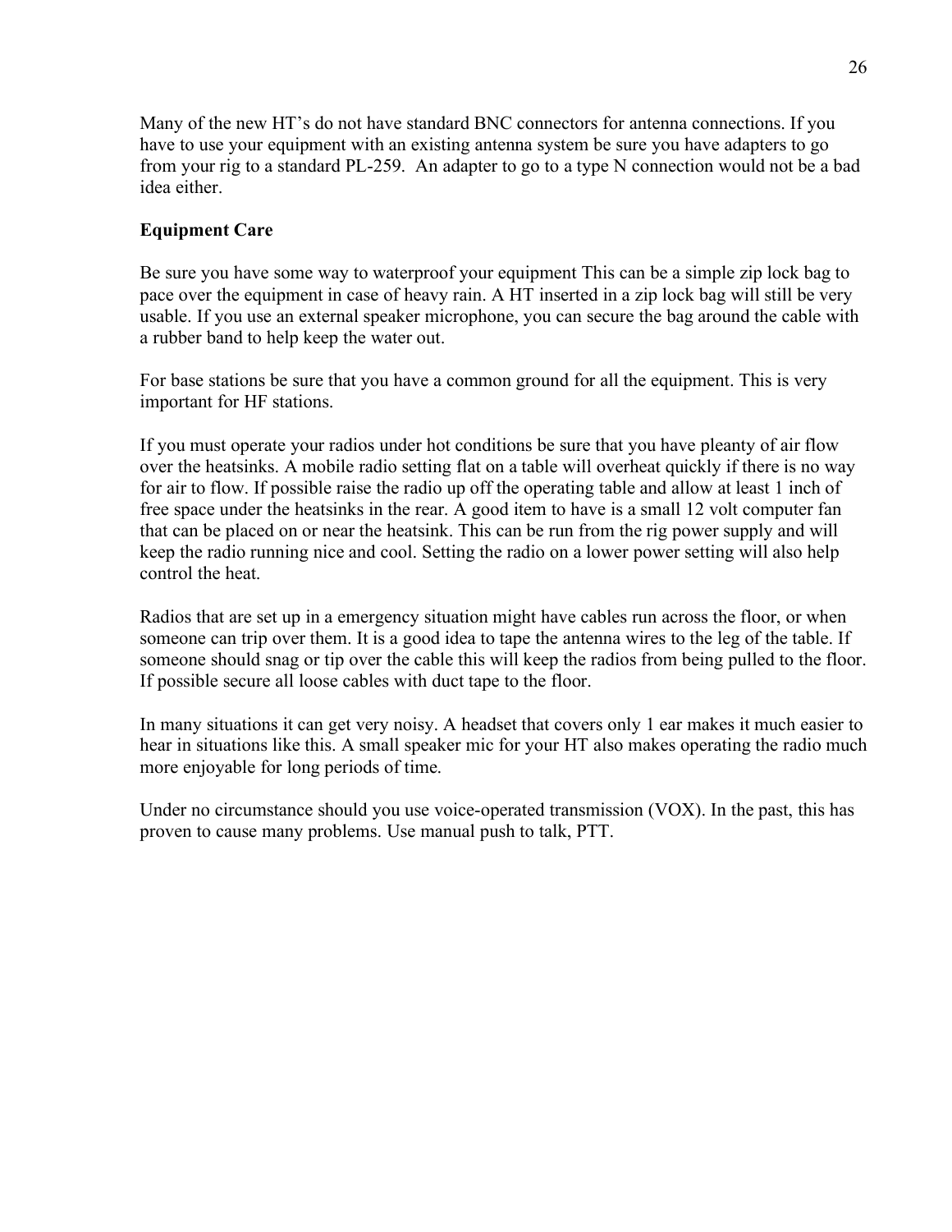Many of the new HT's do not have standard BNC connectors for antenna connections. If you have to use your equipment with an existing antenna system be sure you have adapters to go from your rig to a standard PL-259. An adapter to go to a type N connection would not be a bad idea either.

**Equipment Care**

Be sure you have some way to waterproof your equipment This can be a simple zip lock bag to pace over the equipment in case of heavy rain. A HT inserted in a zip lock bag will still be very usable. If you use an external speaker microphone, you can secure the bag around the cable with a rubber band to help keep the water out.

For base stations be sure that you have a common ground for all the equipment. This is very important for HF stations.

If you must operate your radios under hot conditions be sure that you have pleanty of air flow over the heatsinks. A mobile radio setting flat on a table will overheat quickly if there is no way for air to flow. If possible raise the radio up off the operating table and allow at least 1 inch of free space under the heatsinks in the rear. A good item to have is a small 12 volt computer fan that can be placed on or near the heatsink. This can be run from the rig power supply and will keep the radio running nice and cool. Setting the radio on a lower power setting will also help control the heat.

Radios that are set up in a emergency situation might have cables run across the floor, or when someone can trip over them. It is a good idea to tape the antenna wires to the leg of the table. If someone should snag or tip over the cable this will keep the radios from being pulled to the floor. If possible secure all loose cables with duct tape to the floor.

In many situations it can get very noisy. A headset that covers only 1 ear makes it much easier to hear in situations like this. A small speaker mic for your HT also makes operating the radio much more enjoyable for long periods of time.

Under no circumstance should you use voice-operated transmission (VOX). In the past, this has proven to cause many problems. Use manual push to talk, PTT.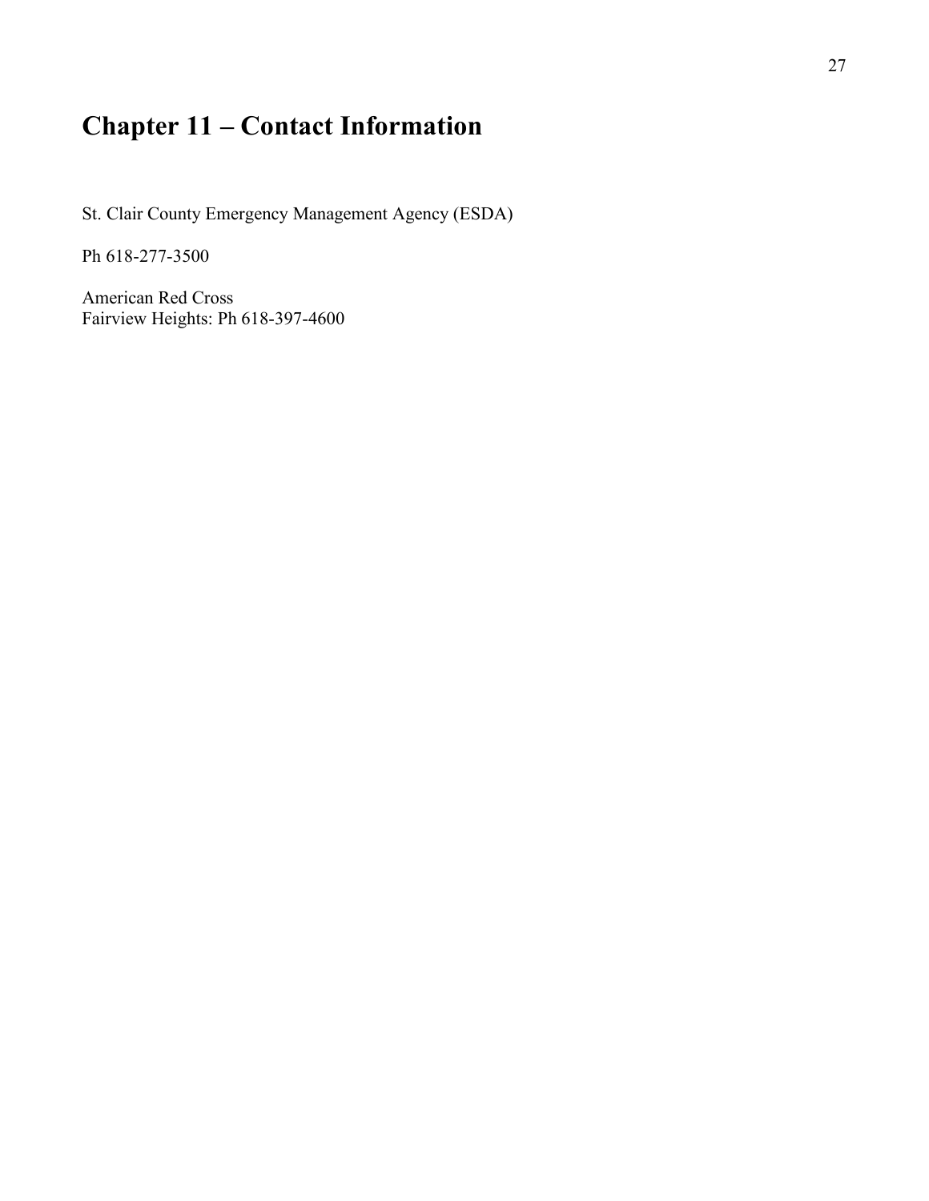# Chapter 11 – Contact Information

St. Clair County Emergency Management Agency (ESDA)

Ph 618-277-3500

American Red Cross
Fairview Heights: Ph 618-397-4600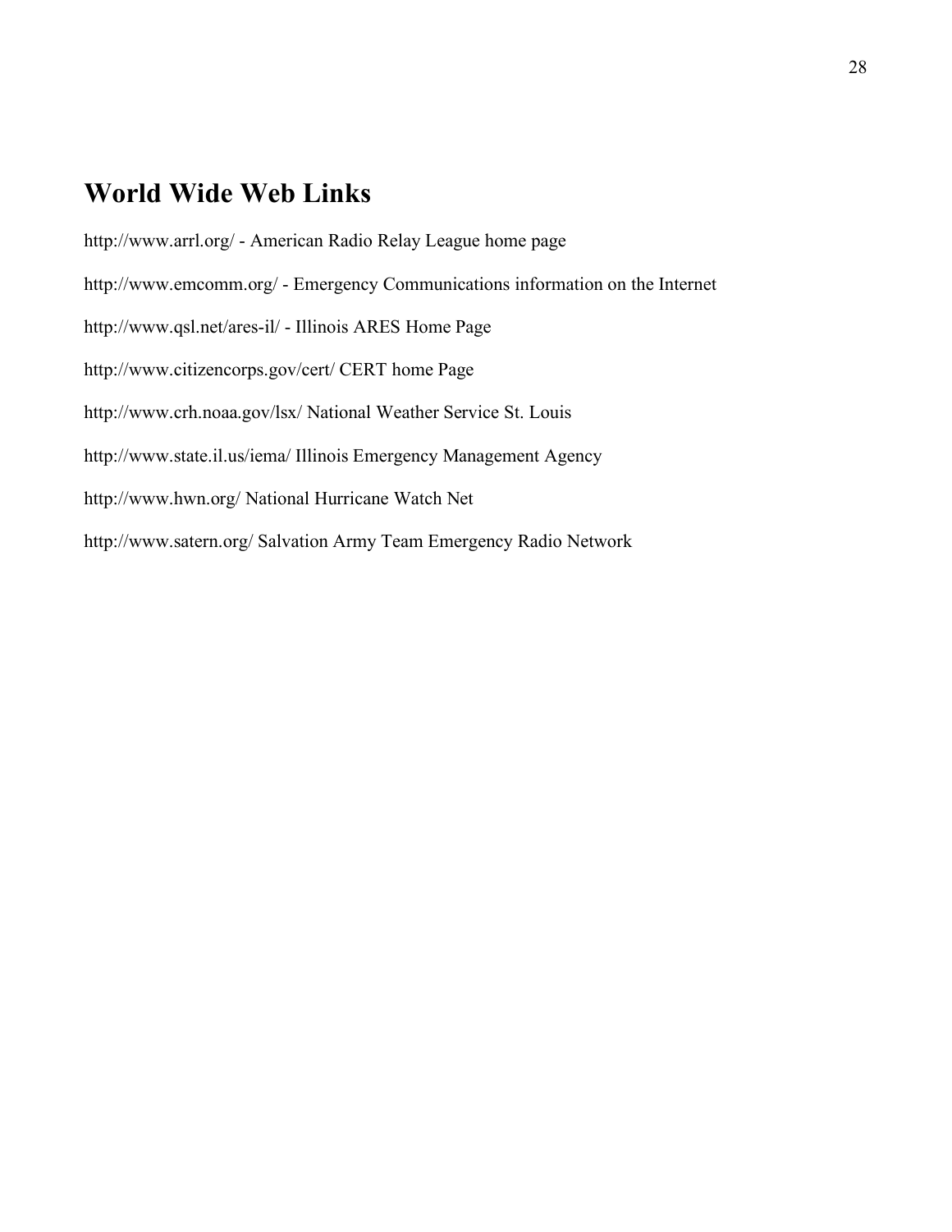# World Wide Web Links

http://www.arrl.org/ - American Radio Relay League home page

http://www.emcomm.org/ - Emergency Communications information on the Internet

http://www.qsl.net/ares-il/ - Illinois ARES Home Page

http://www.citizencorps.gov/cert/ CERT home Page

http://www.crh.noaa.gov/lsx/ National Weather Service St. Louis

http://www.state.il.us/iema/ Illinois Emergency Management Agency

http://www.hwn.org/ National Hurricane Watch Net

http://www.satern.org/ Salvation Army Team Emergency Radio Network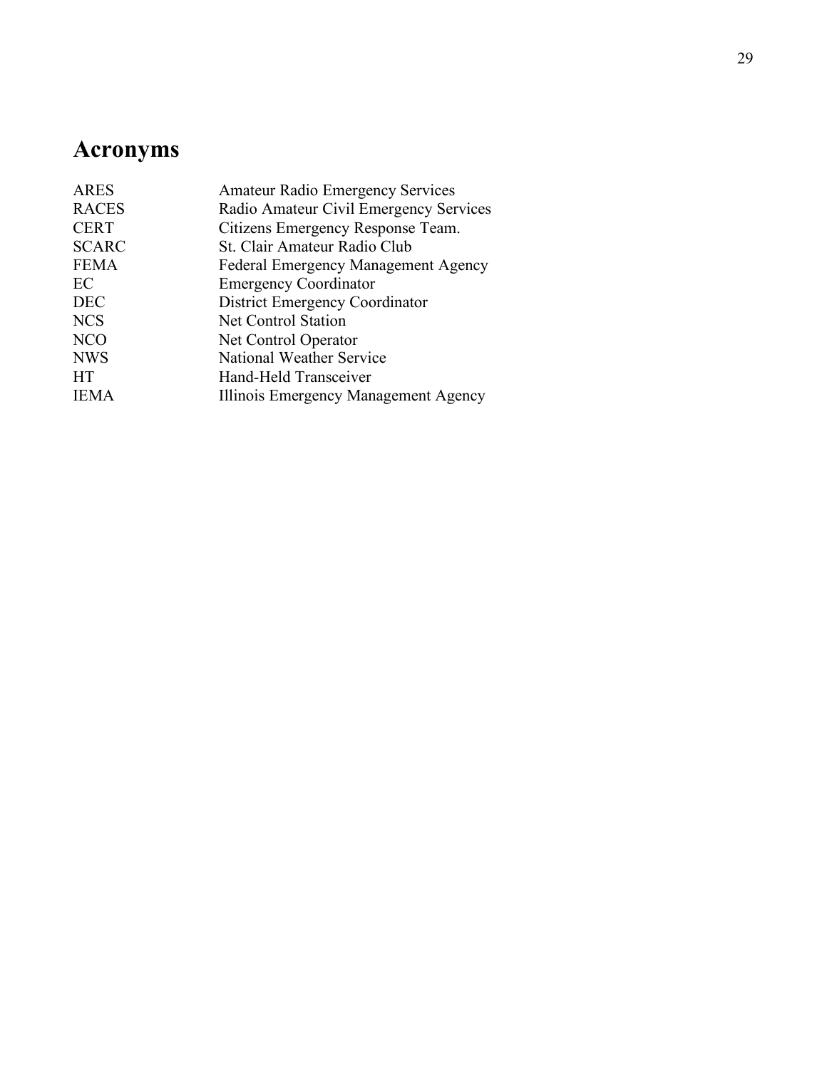# Acronyms

| | |
|---|---|
| ARES | Amateur Radio Emergency Services |
| RACES | Radio Amateur Civil Emergency Services |
| CERT | Citizens Emergency Response Team. |
| SCARC | St. Clair Amateur Radio Club |
| FEMA | Federal Emergency Management Agency |
| EC | Emergency Coordinator |
| DEC | District Emergency Coordinator |
| NCS | Net Control Station |
| NCO | Net Control Operator |
| NWS | National Weather Service |
| HT | Hand-Held Transceiver |
| IEMA | Illinois Emergency Management Agency |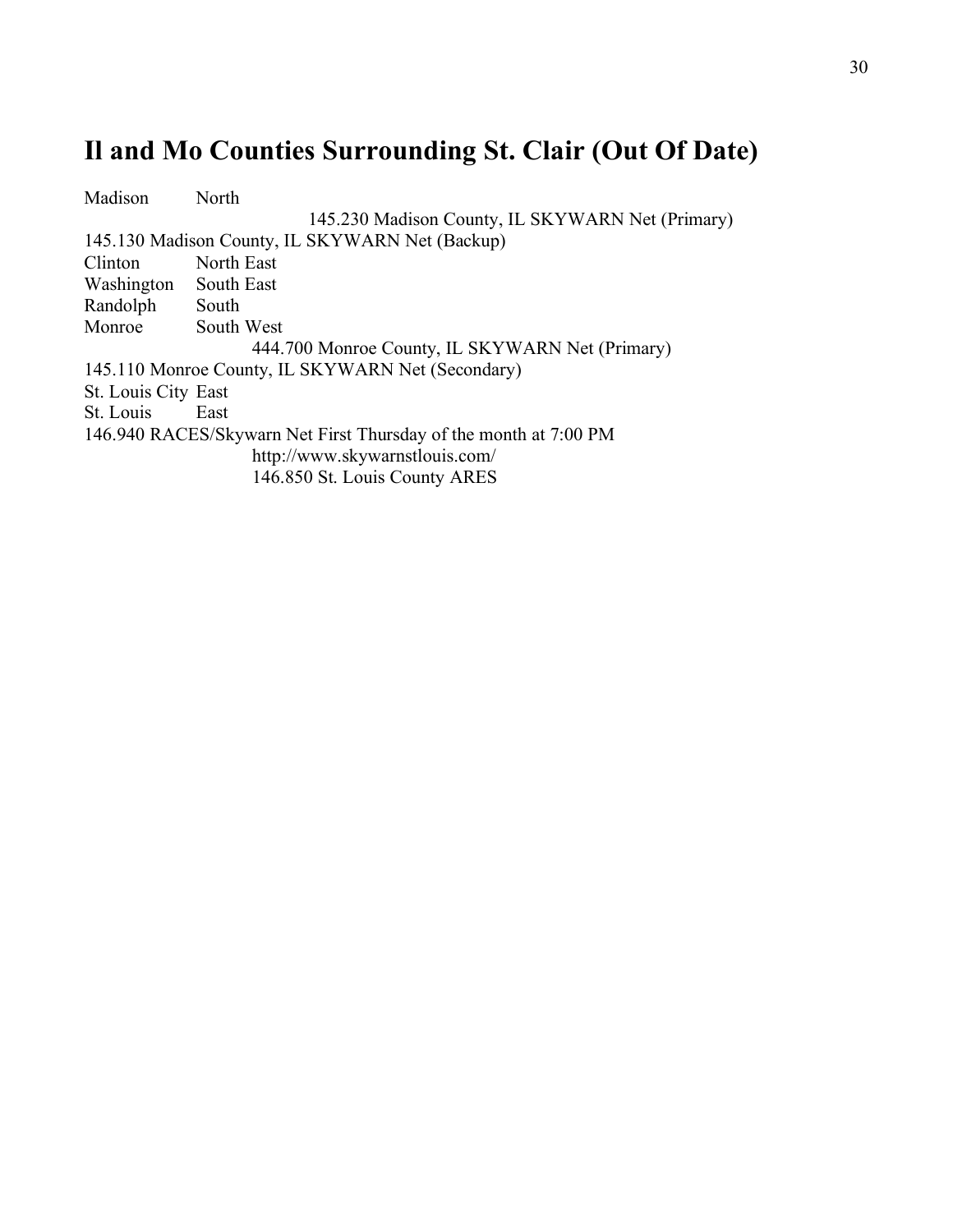## Il and Mo Counties Surrounding St. Clair (Out Of Date)

Madison North

145.230 Madison County, IL SKYWARN Net (Primary)

145.130 Madison County, IL SKYWARN Net (Backup)

Clinton North East

Washington South East

Randolph South

Monroe South West

444.700 Monroe County, IL SKYWARN Net (Primary)

145.110 Monroe County, IL SKYWARN Net (Secondary)

St. Louis City East

St. Louis East

146.940 RACES/Skywarn Net First Thursday of the month at 7:00 PM

http://www.skywarnstlouis.com/

146.850 St. Louis County ARES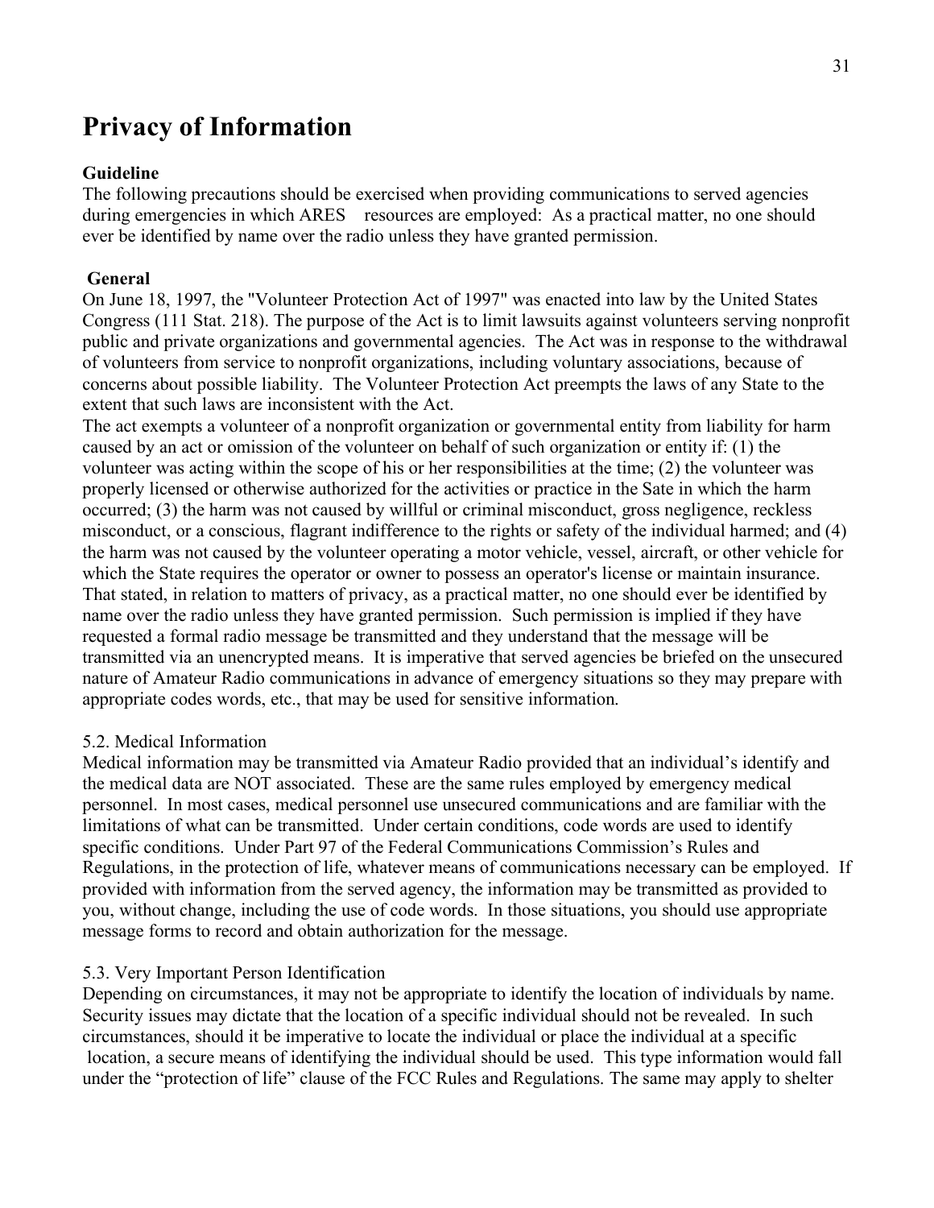# Privacy of Information

**Guideline**

The following precautions should be exercised when providing communications to served agencies during emergencies in which ARES resources are employed: As a practical matter, no one should ever be identified by name over the radio unless they have granted permission.

**General**

On June 18, 1997, the "Volunteer Protection Act of 1997" was enacted into law by the United States Congress (111 Stat. 218). The purpose of the Act is to limit lawsuits against volunteers serving nonprofit public and private organizations and governmental agencies. The Act was in response to the withdrawal of volunteers from service to nonprofit organizations, including voluntary associations, because of concerns about possible liability. The Volunteer Protection Act preempts the laws of any State to the extent that such laws are inconsistent with the Act.

The act exempts a volunteer of a nonprofit organization or governmental entity from liability for harm caused by an act or omission of the volunteer on behalf of such organization or entity if: (1) the volunteer was acting within the scope of his or her responsibilities at the time; (2) the volunteer was properly licensed or otherwise authorized for the activities or practice in the Sate in which the harm occurred; (3) the harm was not caused by willful or criminal misconduct, gross negligence, reckless misconduct, or a conscious, flagrant indifference to the rights or safety of the individual harmed; and (4) the harm was not caused by the volunteer operating a motor vehicle, vessel, aircraft, or other vehicle for which the State requires the operator or owner to possess an operator's license or maintain insurance.

That stated, in relation to matters of privacy, as a practical matter, no one should ever be identified by name over the radio unless they have granted permission. Such permission is implied if they have requested a formal radio message be transmitted and they understand that the message will be transmitted via an unencrypted means. It is imperative that served agencies be briefed on the unsecured nature of Amateur Radio communications in advance of emergency situations so they may prepare with appropriate codes words, etc., that may be used for sensitive information.

5.2. Medical Information

Medical information may be transmitted via Amateur Radio provided that an individual's identify and the medical data are NOT associated. These are the same rules employed by emergency medical personnel. In most cases, medical personnel use unsecured communications and are familiar with the limitations of what can be transmitted. Under certain conditions, code words are used to identify specific conditions. Under Part 97 of the Federal Communications Commission's Rules and Regulations, in the protection of life, whatever means of communications necessary can be employed. If provided with information from the served agency, the information may be transmitted as provided to you, without change, including the use of code words. In those situations, you should use appropriate message forms to record and obtain authorization for the message.

5.3. Very Important Person Identification

Depending on circumstances, it may not be appropriate to identify the location of individuals by name. Security issues may dictate that the location of a specific individual should not be revealed. In such circumstances, should it be imperative to locate the individual or place the individual at a specific location, a secure means of identifying the individual should be used. This type information would fall under the "protection of life" clause of the FCC Rules and Regulations. The same may apply to shelter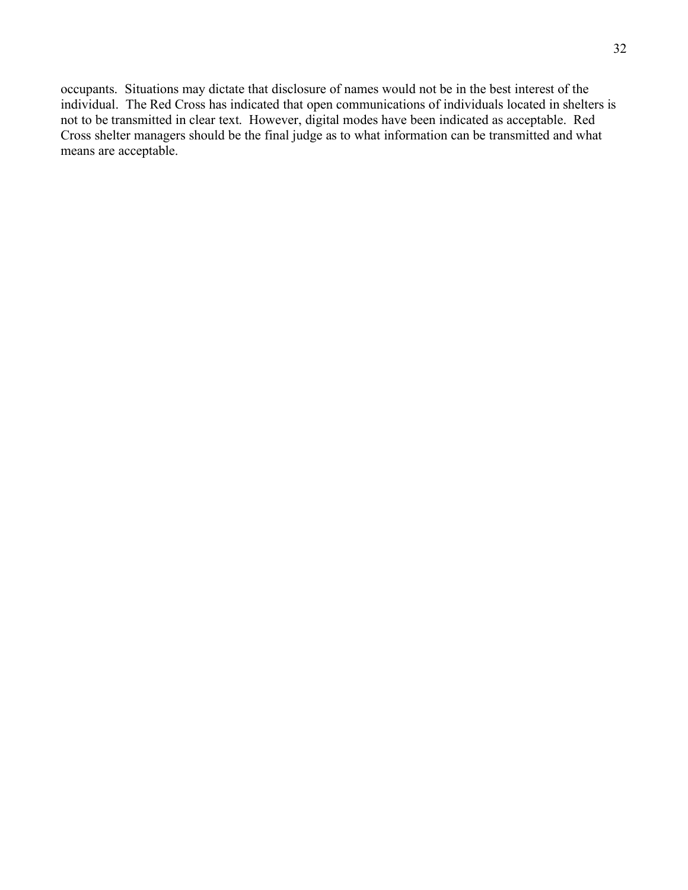occupants. Situations may dictate that disclosure of names would not be in the best interest of the individual. The Red Cross has indicated that open communications of individuals located in shelters is not to be transmitted in clear text. However, digital modes have been indicated as acceptable. Red Cross shelter managers should be the final judge as to what information can be transmitted and what means are acceptable.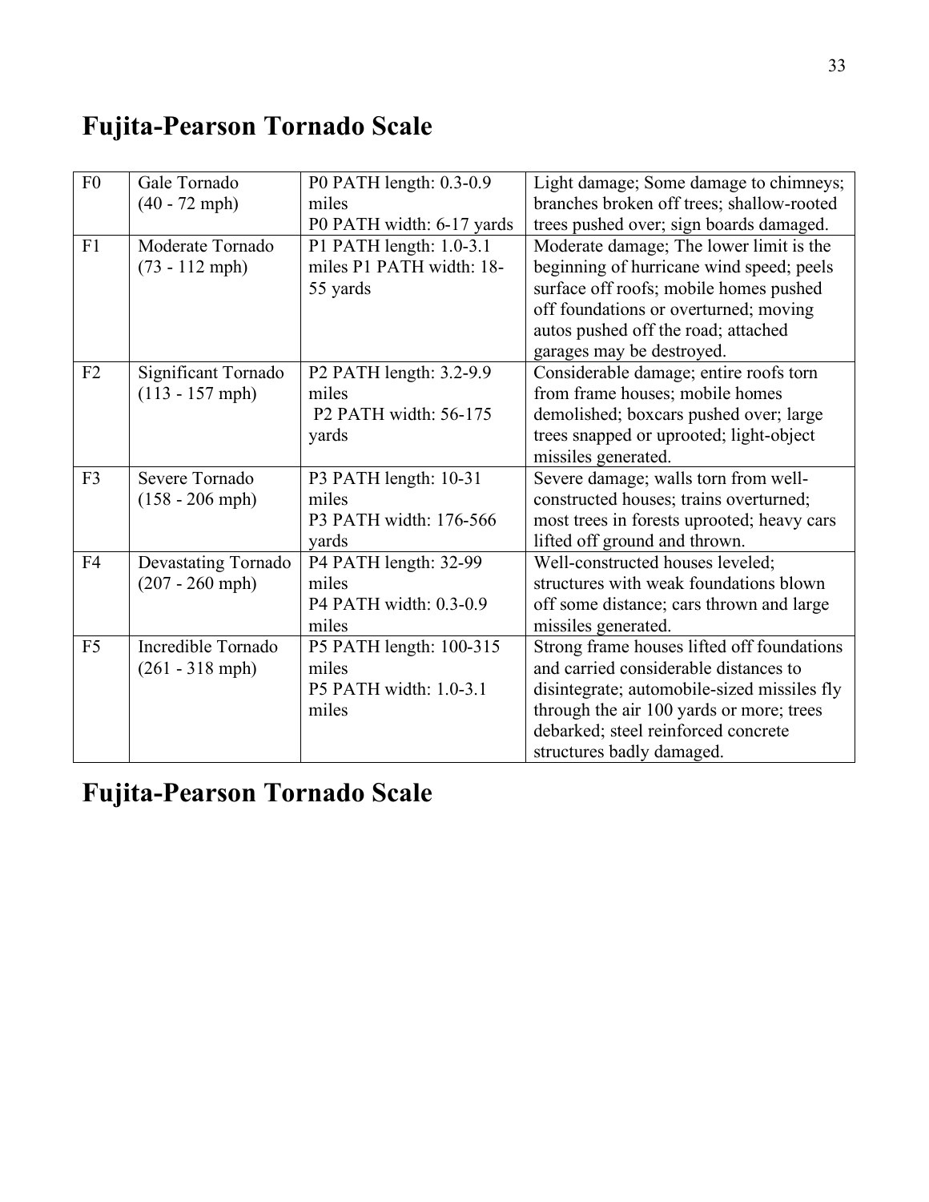# Fujita-Pearson Tornado Scale

| | | | |
|---|---|---|---|
| F0 | Gale Tornado (40 - 72 mph) | P0 PATH length: 0.3-0.9 miles P0 PATH width: 6-17 yards | Light damage; Some damage to chimneys; branches broken off trees; shallow-rooted trees pushed over; sign boards damaged. |
| F1 | Moderate Tornado (73 - 112 mph) | P1 PATH length: 1.0-3.1 miles P1 PATH width: 18-55 yards | Moderate damage; The lower limit is the beginning of hurricane wind speed; peels surface off roofs; mobile homes pushed off foundations or overturned; moving autos pushed off the road; attached garages may be destroyed. |
| F2 | Significant Tornado (113 - 157 mph) | P2 PATH length: 3.2-9.9 miles P2 PATH width: 56-175 yards | Considerable damage; entire roofs torn from frame houses; mobile homes demolished; boxcars pushed over; large trees snapped or uprooted; light-object missiles generated. |
| F3 | Severe Tornado (158 - 206 mph) | P3 PATH length: 10-31 miles P3 PATH width: 176-566 yards | Severe damage; walls torn from well-constructed houses; trains overturned; most trees in forests uprooted; heavy cars lifted off ground and thrown. |
| F4 | Devastating Tornado (207 - 260 mph) | P4 PATH length: 32-99 miles P4 PATH width: 0.3-0.9 miles | Well-constructed houses leveled; structures with weak foundations blown off some distance; cars thrown and large missiles generated. |
| F5 | Incredible Tornado (261 - 318 mph) | P5 PATH length: 100-315 miles P5 PATH width: 1.0-3.1 miles | Strong frame houses lifted off foundations and carried considerable distances to disintegrate; automobile-sized missiles fly through the air 100 yards or more; trees debarked; steel reinforced concrete structures badly damaged. |

# Fujita-Pearson Tornado Scale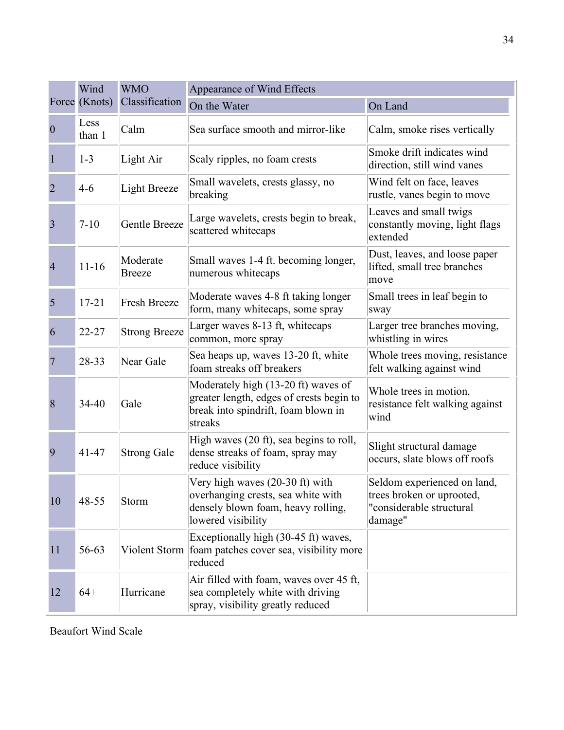| Force | Wind (Knots) | WMO Classification | Appearance of Wind Effects | |
|---|---|---|---|---|
| | | | On the Water | On Land |
| 0 | Less than 1 | Calm | Sea surface smooth and mirror-like | Calm, smoke rises vertically |
| 1 | 1-3 | Light Air | Scaly ripples, no foam crests | Smoke drift indicates wind direction, still wind vanes |
| 2 | 4-6 | Light Breeze | Small wavelets, crests glassy, no breaking | Wind felt on face, leaves rustle, vanes begin to move |
| 3 | 7-10 | Gentle Breeze | Large wavelets, crests begin to break, scattered whitecaps | Leaves and small twigs constantly moving, light flags extended |
| 4 | 11-16 | Moderate Breeze | Small waves 1-4 ft. becoming longer, numerous whitecaps | Dust, leaves, and loose paper lifted, small tree branches move |
| 5 | 17-21 | Fresh Breeze | Moderate waves 4-8 ft taking longer form, many whitecaps, some spray | Small trees in leaf begin to sway |
| 6 | 22-27 | Strong Breeze | Larger waves 8-13 ft, whitecaps common, more spray | Larger tree branches moving, whistling in wires |
| 7 | 28-33 | Near Gale | Sea heaps up, waves 13-20 ft, white foam streaks off breakers | Whole trees moving, resistance felt walking against wind |
| 8 | 34-40 | Gale | Moderately high (13-20 ft) waves of greater length, edges of crests begin to break into spindrift, foam blown in streaks | Whole trees in motion, resistance felt walking against wind |
| 9 | 41-47 | Strong Gale | High waves (20 ft), sea begins to roll, dense streaks of foam, spray may reduce visibility | Slight structural damage occurs, slate blows off roofs |
| 10 | 48-55 | Storm | Very high waves (20-30 ft) with overhanging crests, sea white with densely blown foam, heavy rolling, lowered visibility | Seldom experienced on land, trees broken or uprooted, "considerable structural damage" |
| 11 | 56-63 | Violent Storm | Exceptionally high (30-45 ft) waves, foam patches cover sea, visibility more reduced | |
| 12 | 64+ | Hurricane | Air filled with foam, waves over 45 ft, sea completely white with driving spray, visibility greatly reduced | |

Beaufort Wind Scale